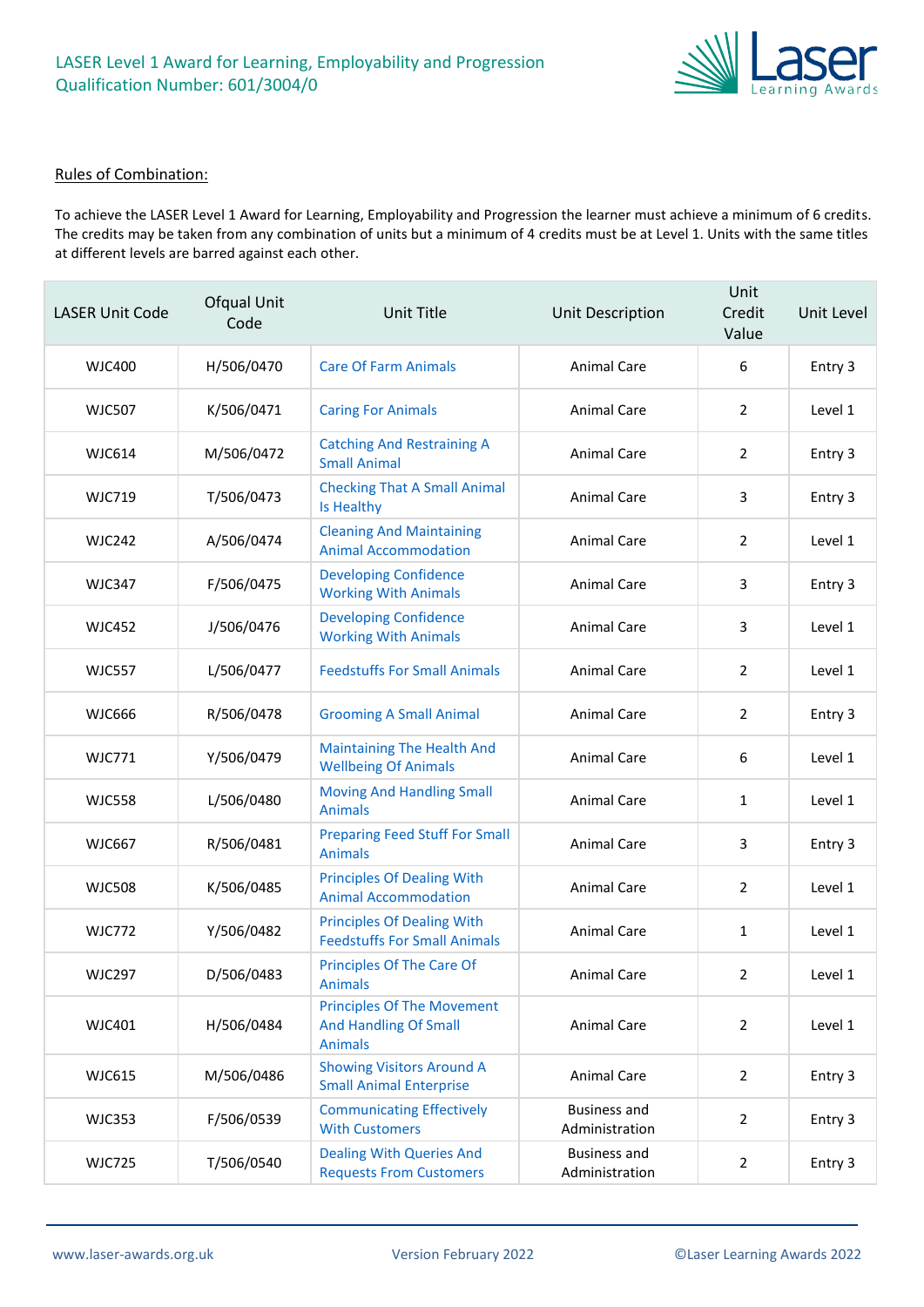# LASER Level 1 Award for Learning, Employability and Progression
## Qualification Number: 601/3004/0

### Rules of Combination:

To achieve the LASER Level 1 Award for Learning, Employability and Progression the learner must achieve a minimum of 6 credits. The credits may be taken from any combination of units but a minimum of 4 credits must be at Level 1. Units with the same titles at different levels are barred against each other.

| LASER Unit Code | Ofqual Unit Code | Unit Title | Unit Description | Unit Credit Value | Unit Level |
|---|---|---|---|---|---|
| WJC400 | H/506/0470 | Care Of Farm Animals | Animal Care | 6 | Entry 3 |
| WJC507 | K/506/0471 | Caring For Animals | Animal Care | 2 | Level 1 |
| WJC614 | M/506/0472 | Catching And Restraining A Small Animal | Animal Care | 2 | Entry 3 |
| WJC719 | T/506/0473 | Checking That A Small Animal Is Healthy | Animal Care | 3 | Entry 3 |
| WJC242 | A/506/0474 | Cleaning And Maintaining Animal Accommodation | Animal Care | 2 | Level 1 |
| WJC347 | F/506/0475 | Developing Confidence Working With Animals | Animal Care | 3 | Entry 3 |
| WJC452 | J/506/0476 | Developing Confidence Working With Animals | Animal Care | 3 | Level 1 |
| WJC557 | L/506/0477 | Feedstuffs For Small Animals | Animal Care | 2 | Level 1 |
| WJC666 | R/506/0478 | Grooming A Small Animal | Animal Care | 2 | Entry 3 |
| WJC771 | Y/506/0479 | Maintaining The Health And Wellbeing Of Animals | Animal Care | 6 | Level 1 |
| WJC558 | L/506/0480 | Moving And Handling Small Animals | Animal Care | 1 | Level 1 |
| WJC667 | R/506/0481 | Preparing Feed Stuff For Small Animals | Animal Care | 3 | Entry 3 |
| WJC508 | K/506/0485 | Principles Of Dealing With Animal Accommodation | Animal Care | 2 | Level 1 |
| WJC772 | Y/506/0482 | Principles Of Dealing With Feedstuffs For Small Animals | Animal Care | 1 | Level 1 |
| WJC297 | D/506/0483 | Principles Of The Care Of Animals | Animal Care | 2 | Level 1 |
| WJC401 | H/506/0484 | Principles Of The Movement And Handling Of Small Animals | Animal Care | 2 | Level 1 |
| WJC615 | M/506/0486 | Showing Visitors Around A Small Animal Enterprise | Animal Care | 2 | Entry 3 |
| WJC353 | F/506/0539 | Communicating Effectively With Customers | Business and Administration | 2 | Entry 3 |
| WJC725 | T/506/0540 | Dealing With Queries And Requests From Customers | Business and Administration | 2 | Entry 3 |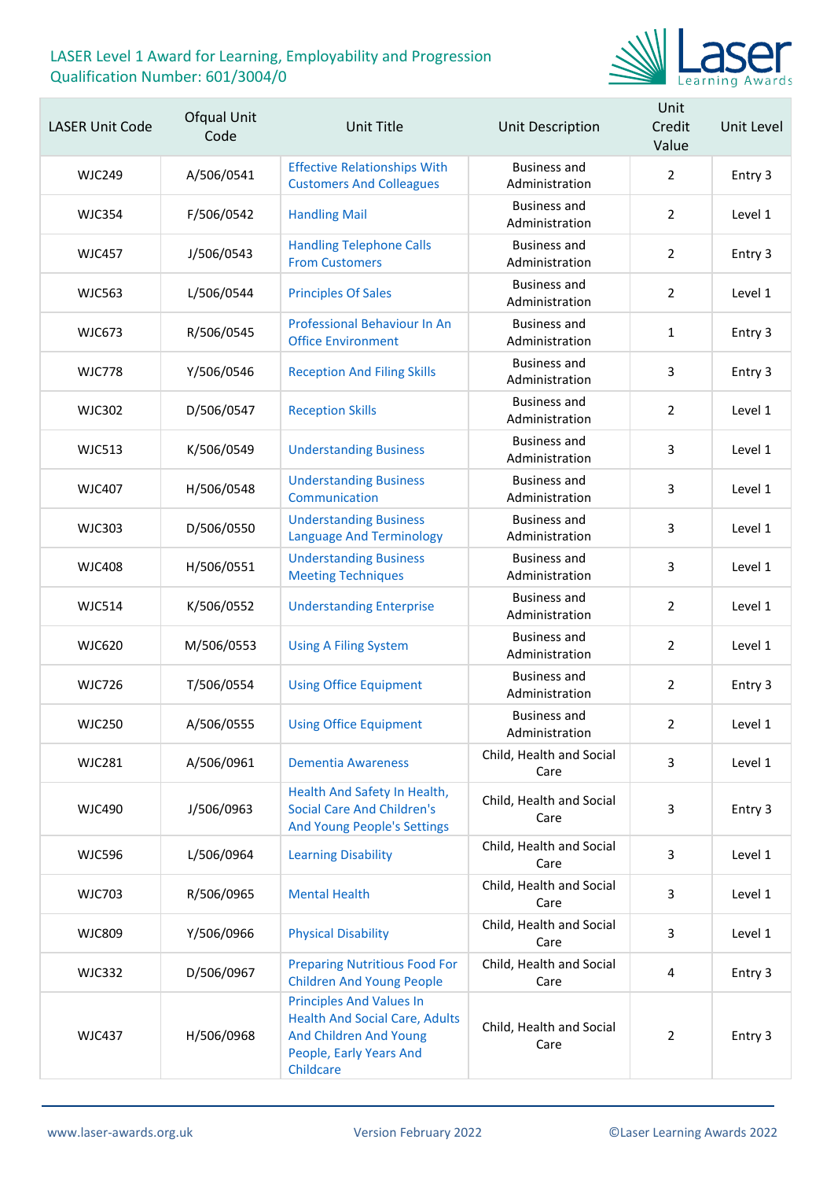LASER Level 1 Award for Learning, Employability and Progression
Qualification Number: 601/3004/0

| LASER Unit Code | Ofqual Unit Code | Unit Title | Unit Description | Unit Credit Value | Unit Level |
|---|---|---|---|---|---|
| WJC249 | A/506/0541 | Effective Relationships With Customers And Colleagues | Business and Administration | 2 | Entry 3 |
| WJC354 | F/506/0542 | Handling Mail | Business and Administration | 2 | Level 1 |
| WJC457 | J/506/0543 | Handling Telephone Calls From Customers | Business and Administration | 2 | Entry 3 |
| WJC563 | L/506/0544 | Principles Of Sales | Business and Administration | 2 | Level 1 |
| WJC673 | R/506/0545 | Professional Behaviour In An Office Environment | Business and Administration | 1 | Entry 3 |
| WJC778 | Y/506/0546 | Reception And Filing Skills | Business and Administration | 3 | Entry 3 |
| WJC302 | D/506/0547 | Reception Skills | Business and Administration | 2 | Level 1 |
| WJC513 | K/506/0549 | Understanding Business | Business and Administration | 3 | Level 1 |
| WJC407 | H/506/0548 | Understanding Business Communication | Business and Administration | 3 | Level 1 |
| WJC303 | D/506/0550 | Understanding Business Language And Terminology | Business and Administration | 3 | Level 1 |
| WJC408 | H/506/0551 | Understanding Business Meeting Techniques | Business and Administration | 3 | Level 1 |
| WJC514 | K/506/0552 | Understanding Enterprise | Business and Administration | 2 | Level 1 |
| WJC620 | M/506/0553 | Using A Filing System | Business and Administration | 2 | Level 1 |
| WJC726 | T/506/0554 | Using Office Equipment | Business and Administration | 2 | Entry 3 |
| WJC250 | A/506/0555 | Using Office Equipment | Business and Administration | 2 | Level 1 |
| WJC281 | A/506/0961 | Dementia Awareness | Child, Health and Social Care | 3 | Level 1 |
| WJC490 | J/506/0963 | Health And Safety In Health, Social Care And Children's And Young People's Settings | Child, Health and Social Care | 3 | Entry 3 |
| WJC596 | L/506/0964 | Learning Disability | Child, Health and Social Care | 3 | Level 1 |
| WJC703 | R/506/0965 | Mental Health | Child, Health and Social Care | 3 | Level 1 |
| WJC809 | Y/506/0966 | Physical Disability | Child, Health and Social Care | 3 | Level 1 |
| WJC332 | D/506/0967 | Preparing Nutritious Food For Children And Young People | Child, Health and Social Care | 4 | Entry 3 |
| WJC437 | H/506/0968 | Principles And Values In Health And Social Care, Adults And Children And Young People, Early Years And Childcare | Child, Health and Social Care | 2 | Entry 3 |

www.laser-awards.org.uk | Version February 2022 | ©Laser Learning Awards 2022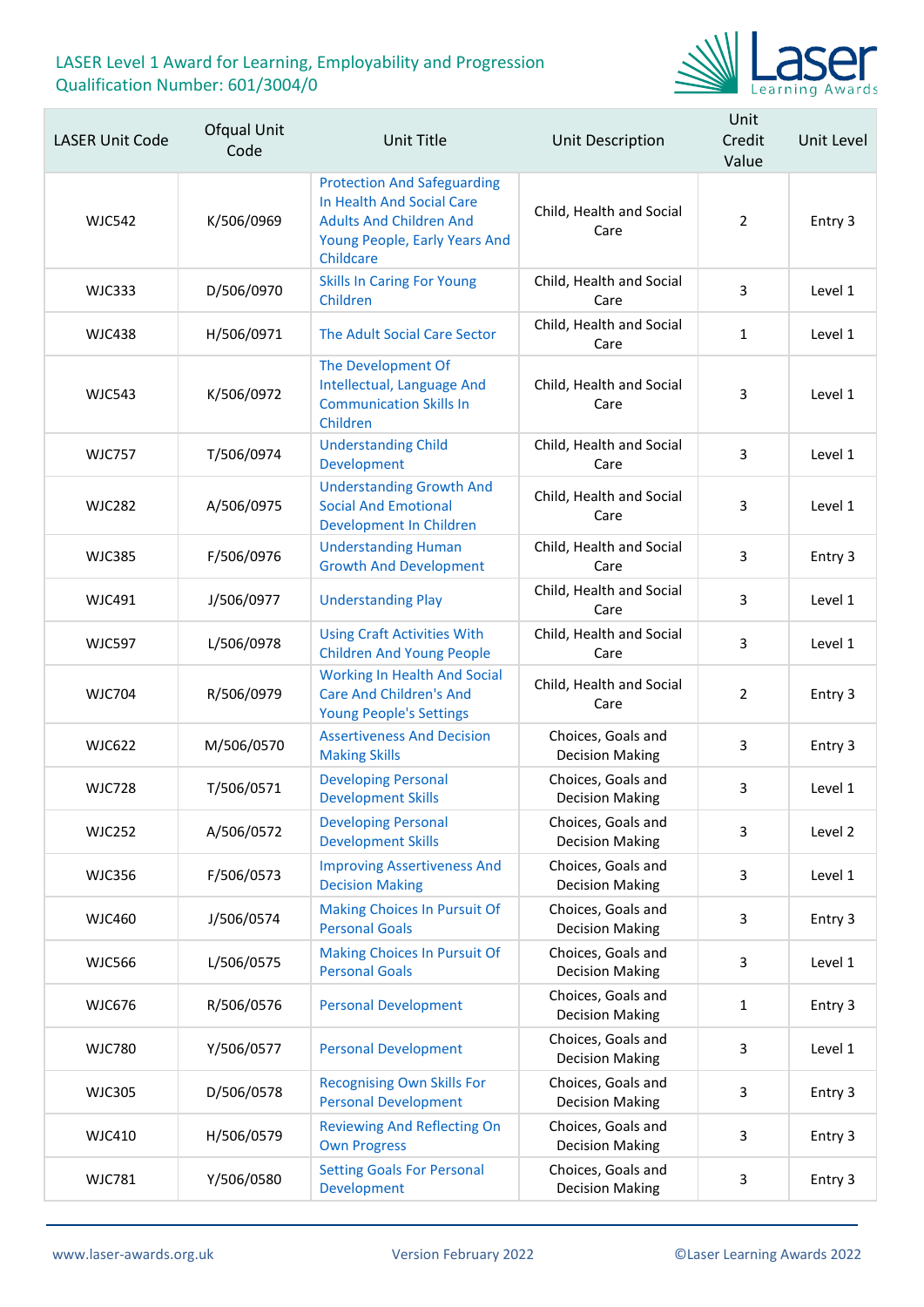LASER Level 1 Award for Learning, Employability and Progression
Qualification Number: 601/3004/0

| LASER Unit Code | Ofqual Unit Code | Unit Title | Unit Description | Unit Credit Value | Unit Level |
|---|---|---|---|---|---|
| WJC542 | K/506/0969 | Protection And Safeguarding In Health And Social Care Adults And Children And Young People, Early Years And Childcare | Child, Health and Social Care | 2 | Entry 3 |
| WJC333 | D/506/0970 | Skills In Caring For Young Children | Child, Health and Social Care | 3 | Level 1 |
| WJC438 | H/506/0971 | The Adult Social Care Sector | Child, Health and Social Care | 1 | Level 1 |
| WJC543 | K/506/0972 | The Development Of Intellectual, Language And Communication Skills In Children | Child, Health and Social Care | 3 | Level 1 |
| WJC757 | T/506/0974 | Understanding Child Development | Child, Health and Social Care | 3 | Level 1 |
| WJC282 | A/506/0975 | Understanding Growth And Social And Emotional Development In Children | Child, Health and Social Care | 3 | Level 1 |
| WJC385 | F/506/0976 | Understanding Human Growth And Development | Child, Health and Social Care | 3 | Entry 3 |
| WJC491 | J/506/0977 | Understanding Play | Child, Health and Social Care | 3 | Level 1 |
| WJC597 | L/506/0978 | Using Craft Activities With Children And Young People | Child, Health and Social Care | 3 | Level 1 |
| WJC704 | R/506/0979 | Working In Health And Social Care And Children's And Young People's Settings | Child, Health and Social Care | 2 | Entry 3 |
| WJC622 | M/506/0570 | Assertiveness And Decision Making Skills | Choices, Goals and Decision Making | 3 | Entry 3 |
| WJC728 | T/506/0571 | Developing Personal Development Skills | Choices, Goals and Decision Making | 3 | Level 1 |
| WJC252 | A/506/0572 | Developing Personal Development Skills | Choices, Goals and Decision Making | 3 | Level 2 |
| WJC356 | F/506/0573 | Improving Assertiveness And Decision Making | Choices, Goals and Decision Making | 3 | Level 1 |
| WJC460 | J/506/0574 | Making Choices In Pursuit Of Personal Goals | Choices, Goals and Decision Making | 3 | Entry 3 |
| WJC566 | L/506/0575 | Making Choices In Pursuit Of Personal Goals | Choices, Goals and Decision Making | 3 | Level 1 |
| WJC676 | R/506/0576 | Personal Development | Choices, Goals and Decision Making | 1 | Entry 3 |
| WJC780 | Y/506/0577 | Personal Development | Choices, Goals and Decision Making | 3 | Level 1 |
| WJC305 | D/506/0578 | Recognising Own Skills For Personal Development | Choices, Goals and Decision Making | 3 | Entry 3 |
| WJC410 | H/506/0579 | Reviewing And Reflecting On Own Progress | Choices, Goals and Decision Making | 3 | Entry 3 |
| WJC781 | Y/506/0580 | Setting Goals For Personal Development | Choices, Goals and Decision Making | 3 | Entry 3 |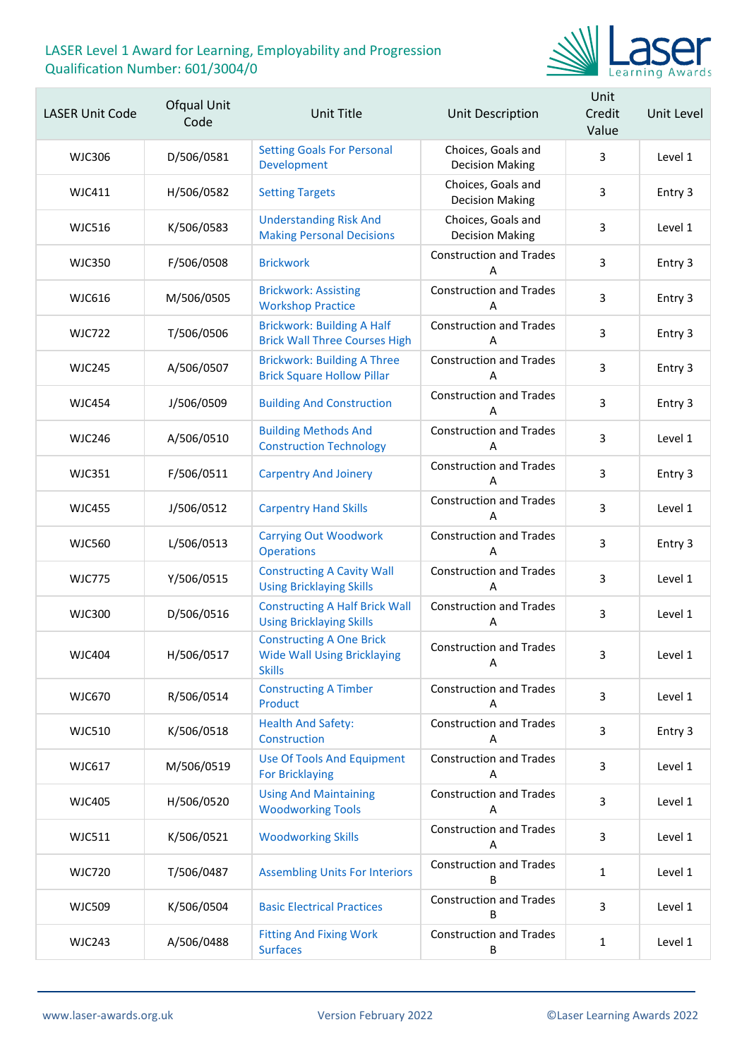LASER Level 1 Award for Learning, Employability and Progression
Qualification Number: 601/3004/0

| LASER Unit Code | Ofqual Unit Code | Unit Title | Unit Description | Unit Credit Value | Unit Level |
|---|---|---|---|---|---|
| WJC306 | D/506/0581 | Setting Goals For Personal Development | Choices, Goals and Decision Making | 3 | Level 1 |
| WJC411 | H/506/0582 | Setting Targets | Choices, Goals and Decision Making | 3 | Entry 3 |
| WJC516 | K/506/0583 | Understanding Risk And Making Personal Decisions | Choices, Goals and Decision Making | 3 | Level 1 |
| WJC350 | F/506/0508 | Brickwork | Construction and Trades A | 3 | Entry 3 |
| WJC616 | M/506/0505 | Brickwork: Assisting Workshop Practice | Construction and Trades A | 3 | Entry 3 |
| WJC722 | T/506/0506 | Brickwork: Building A Half Brick Wall Three Courses High | Construction and Trades A | 3 | Entry 3 |
| WJC245 | A/506/0507 | Brickwork: Building A Three Brick Square Hollow Pillar | Construction and Trades A | 3 | Entry 3 |
| WJC454 | J/506/0509 | Building And Construction | Construction and Trades A | 3 | Entry 3 |
| WJC246 | A/506/0510 | Building Methods And Construction Technology | Construction and Trades A | 3 | Level 1 |
| WJC351 | F/506/0511 | Carpentry And Joinery | Construction and Trades A | 3 | Entry 3 |
| WJC455 | J/506/0512 | Carpentry Hand Skills | Construction and Trades A | 3 | Level 1 |
| WJC560 | L/506/0513 | Carrying Out Woodwork Operations | Construction and Trades A | 3 | Entry 3 |
| WJC775 | Y/506/0515 | Constructing A Cavity Wall Using Bricklaying Skills | Construction and Trades A | 3 | Level 1 |
| WJC300 | D/506/0516 | Constructing A Half Brick Wall Using Bricklaying Skills | Construction and Trades A | 3 | Level 1 |
| WJC404 | H/506/0517 | Constructing A One Brick Wide Wall Using Bricklaying Skills | Construction and Trades A | 3 | Level 1 |
| WJC670 | R/506/0514 | Constructing A Timber Product | Construction and Trades A | 3 | Level 1 |
| WJC510 | K/506/0518 | Health And Safety: Construction | Construction and Trades A | 3 | Entry 3 |
| WJC617 | M/506/0519 | Use Of Tools And Equipment For Bricklaying | Construction and Trades A | 3 | Level 1 |
| WJC405 | H/506/0520 | Using And Maintaining Woodworking Tools | Construction and Trades A | 3 | Level 1 |
| WJC511 | K/506/0521 | Woodworking Skills | Construction and Trades A | 3 | Level 1 |
| WJC720 | T/506/0487 | Assembling Units For Interiors | Construction and Trades B | 1 | Level 1 |
| WJC509 | K/506/0504 | Basic Electrical Practices | Construction and Trades B | 3 | Level 1 |
| WJC243 | A/506/0488 | Fitting And Fixing Work Surfaces | Construction and Trades B | 1 | Level 1 |

www.laser-awards.org.uk Version February 2022 ©Laser Learning Awards 2022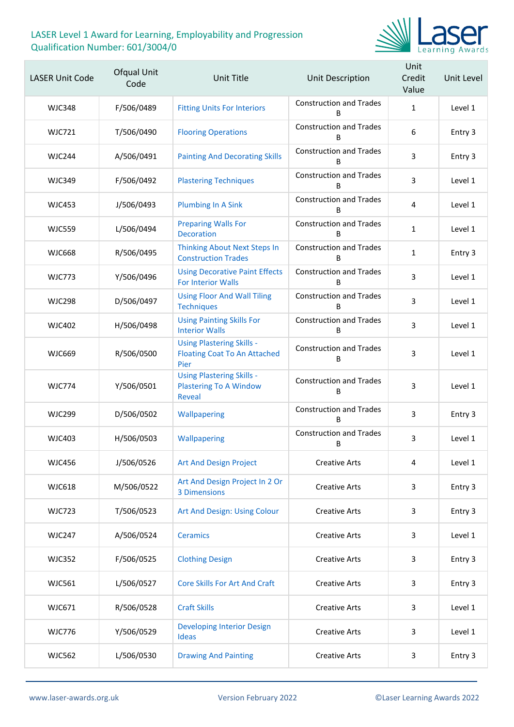LASER Level 1 Award for Learning, Employability and Progression
Qualification Number: 601/3004/0

| LASER Unit Code | Ofqual Unit Code | Unit Title | Unit Description | Unit Credit Value | Unit Level |
|---|---|---|---|---|---|
| WJC348 | F/506/0489 | Fitting Units For Interiors | Construction and Trades B | 1 | Level 1 |
| WJC721 | T/506/0490 | Flooring Operations | Construction and Trades B | 6 | Entry 3 |
| WJC244 | A/506/0491 | Painting And Decorating Skills | Construction and Trades B | 3 | Entry 3 |
| WJC349 | F/506/0492 | Plastering Techniques | Construction and Trades B | 3 | Level 1 |
| WJC453 | J/506/0493 | Plumbing In A Sink | Construction and Trades B | 4 | Level 1 |
| WJC559 | L/506/0494 | Preparing Walls For Decoration | Construction and Trades B | 1 | Level 1 |
| WJC668 | R/506/0495 | Thinking About Next Steps In Construction Trades | Construction and Trades B | 1 | Entry 3 |
| WJC773 | Y/506/0496 | Using Decorative Paint Effects For Interior Walls | Construction and Trades B | 3 | Level 1 |
| WJC298 | D/506/0497 | Using Floor And Wall Tiling Techniques | Construction and Trades B | 3 | Level 1 |
| WJC402 | H/506/0498 | Using Painting Skills For Interior Walls | Construction and Trades B | 3 | Level 1 |
| WJC669 | R/506/0500 | Using Plastering Skills - Floating Coat To An Attached Pier | Construction and Trades B | 3 | Level 1 |
| WJC774 | Y/506/0501 | Using Plastering Skills - Plastering To A Window Reveal | Construction and Trades B | 3 | Level 1 |
| WJC299 | D/506/0502 | Wallpapering | Construction and Trades B | 3 | Entry 3 |
| WJC403 | H/506/0503 | Wallpapering | Construction and Trades B | 3 | Level 1 |
| WJC456 | J/506/0526 | Art And Design Project | Creative Arts | 4 | Level 1 |
| WJC618 | M/506/0522 | Art And Design Project In 2 Or 3 Dimensions | Creative Arts | 3 | Entry 3 |
| WJC723 | T/506/0523 | Art And Design: Using Colour | Creative Arts | 3 | Entry 3 |
| WJC247 | A/506/0524 | Ceramics | Creative Arts | 3 | Level 1 |
| WJC352 | F/506/0525 | Clothing Design | Creative Arts | 3 | Entry 3 |
| WJC561 | L/506/0527 | Core Skills For Art And Craft | Creative Arts | 3 | Entry 3 |
| WJC671 | R/506/0528 | Craft Skills | Creative Arts | 3 | Level 1 |
| WJC776 | Y/506/0529 | Developing Interior Design Ideas | Creative Arts | 3 | Level 1 |
| WJC562 | L/506/0530 | Drawing And Painting | Creative Arts | 3 | Entry 3 |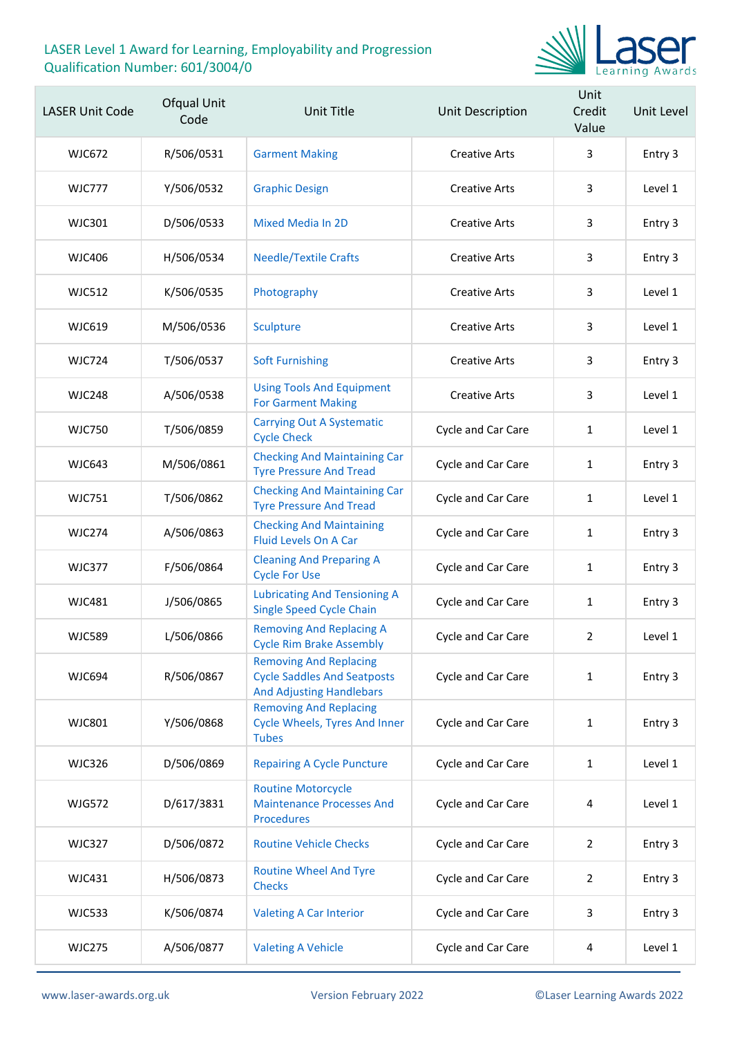LASER Level 1 Award for Learning, Employability and Progression
Qualification Number: 601/3004/0

| LASER Unit Code | Ofqual Unit Code | Unit Title | Unit Description | Unit Credit Value | Unit Level |
|---|---|---|---|---|---|
| WJC672 | R/506/0531 | Garment Making | Creative Arts | 3 | Entry 3 |
| WJC777 | Y/506/0532 | Graphic Design | Creative Arts | 3 | Level 1 |
| WJC301 | D/506/0533 | Mixed Media In 2D | Creative Arts | 3 | Entry 3 |
| WJC406 | H/506/0534 | Needle/Textile Crafts | Creative Arts | 3 | Entry 3 |
| WJC512 | K/506/0535 | Photography | Creative Arts | 3 | Level 1 |
| WJC619 | M/506/0536 | Sculpture | Creative Arts | 3 | Level 1 |
| WJC724 | T/506/0537 | Soft Furnishing | Creative Arts | 3 | Entry 3 |
| WJC248 | A/506/0538 | Using Tools And Equipment For Garment Making | Creative Arts | 3 | Level 1 |
| WJC750 | T/506/0859 | Carrying Out A Systematic Cycle Check | Cycle and Car Care | 1 | Level 1 |
| WJC643 | M/506/0861 | Checking And Maintaining Car Tyre Pressure And Tread | Cycle and Car Care | 1 | Entry 3 |
| WJC751 | T/506/0862 | Checking And Maintaining Car Tyre Pressure And Tread | Cycle and Car Care | 1 | Level 1 |
| WJC274 | A/506/0863 | Checking And Maintaining Fluid Levels On A Car | Cycle and Car Care | 1 | Entry 3 |
| WJC377 | F/506/0864 | Cleaning And Preparing A Cycle For Use | Cycle and Car Care | 1 | Entry 3 |
| WJC481 | J/506/0865 | Lubricating And Tensioning A Single Speed Cycle Chain | Cycle and Car Care | 1 | Entry 3 |
| WJC589 | L/506/0866 | Removing And Replacing A Cycle Rim Brake Assembly | Cycle and Car Care | 2 | Level 1 |
| WJC694 | R/506/0867 | Removing And Replacing Cycle Saddles And Seatposts And Adjusting Handlebars | Cycle and Car Care | 1 | Entry 3 |
| WJC801 | Y/506/0868 | Removing And Replacing Cycle Wheels, Tyres And Inner Tubes | Cycle and Car Care | 1 | Entry 3 |
| WJC326 | D/506/0869 | Repairing A Cycle Puncture | Cycle and Car Care | 1 | Level 1 |
| WJG572 | D/617/3831 | Routine Motorcycle Maintenance Processes And Procedures | Cycle and Car Care | 4 | Level 1 |
| WJC327 | D/506/0872 | Routine Vehicle Checks | Cycle and Car Care | 2 | Entry 3 |
| WJC431 | H/506/0873 | Routine Wheel And Tyre Checks | Cycle and Car Care | 2 | Entry 3 |
| WJC533 | K/506/0874 | Valeting A Car Interior | Cycle and Car Care | 3 | Entry 3 |
| WJC275 | A/506/0877 | Valeting A Vehicle | Cycle and Car Care | 4 | Level 1 |

www.laser-awards.org.uk Version February 2022 ©Laser Learning Awards 2022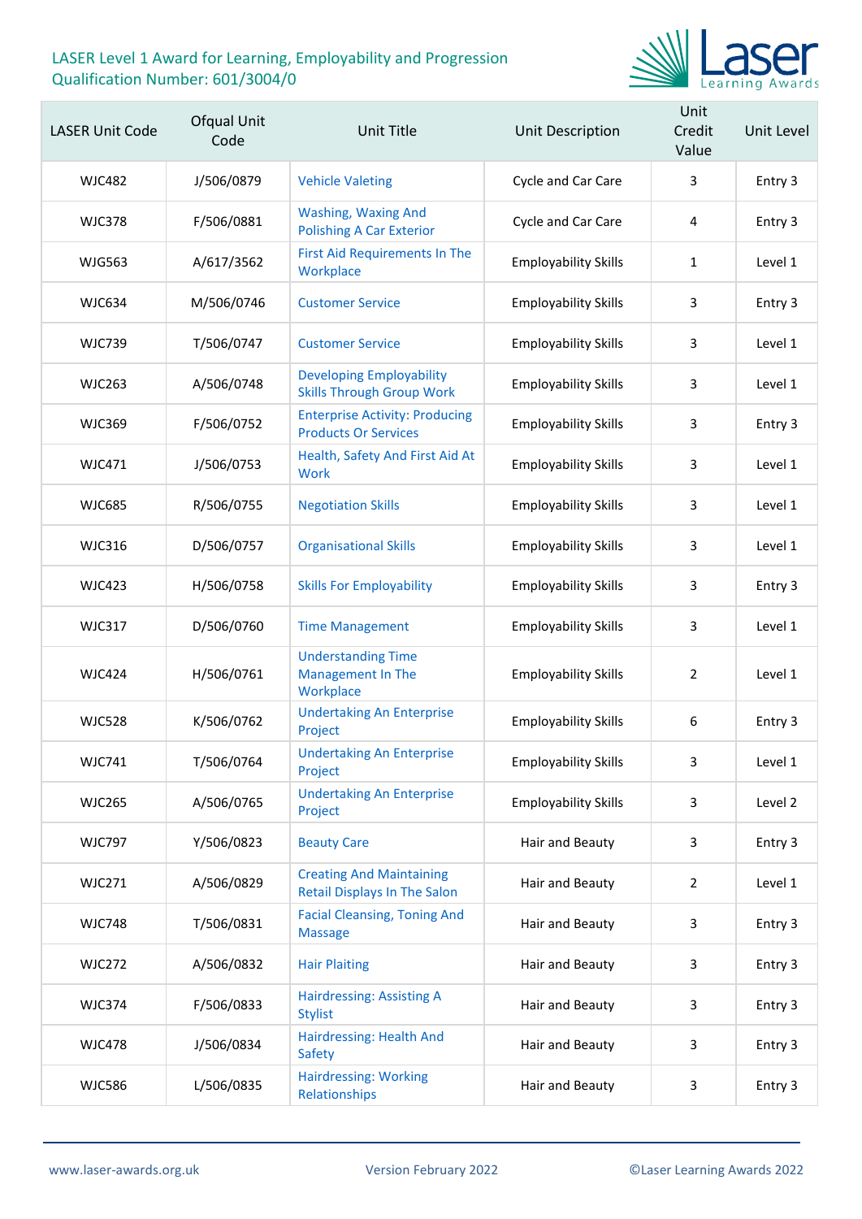# LASER Level 1 Award for Learning, Employability and Progression
Qualification Number: 601/3004/0

| LASER Unit Code | Ofqual Unit Code | Unit Title | Unit Description | Unit Credit Value | Unit Level |
|---|---|---|---|---|---|
| WJC482 | J/506/0879 | Vehicle Valeting | Cycle and Car Care | 3 | Entry 3 |
| WJC378 | F/506/0881 | Washing, Waxing And Polishing A Car Exterior | Cycle and Car Care | 4 | Entry 3 |
| WJG563 | A/617/3562 | First Aid Requirements In The Workplace | Employability Skills | 1 | Level 1 |
| WJC634 | M/506/0746 | Customer Service | Employability Skills | 3 | Entry 3 |
| WJC739 | T/506/0747 | Customer Service | Employability Skills | 3 | Level 1 |
| WJC263 | A/506/0748 | Developing Employability Skills Through Group Work | Employability Skills | 3 | Level 1 |
| WJC369 | F/506/0752 | Enterprise Activity: Producing Products Or Services | Employability Skills | 3 | Entry 3 |
| WJC471 | J/506/0753 | Health, Safety And First Aid At Work | Employability Skills | 3 | Level 1 |
| WJC685 | R/506/0755 | Negotiation Skills | Employability Skills | 3 | Level 1 |
| WJC316 | D/506/0757 | Organisational Skills | Employability Skills | 3 | Level 1 |
| WJC423 | H/506/0758 | Skills For Employability | Employability Skills | 3 | Entry 3 |
| WJC317 | D/506/0760 | Time Management | Employability Skills | 3 | Level 1 |
| WJC424 | H/506/0761 | Understanding Time Management In The Workplace | Employability Skills | 2 | Level 1 |
| WJC528 | K/506/0762 | Undertaking An Enterprise Project | Employability Skills | 6 | Entry 3 |
| WJC741 | T/506/0764 | Undertaking An Enterprise Project | Employability Skills | 3 | Level 1 |
| WJC265 | A/506/0765 | Undertaking An Enterprise Project | Employability Skills | 3 | Level 2 |
| WJC797 | Y/506/0823 | Beauty Care | Hair and Beauty | 3 | Entry 3 |
| WJC271 | A/506/0829 | Creating And Maintaining Retail Displays In The Salon | Hair and Beauty | 2 | Level 1 |
| WJC748 | T/506/0831 | Facial Cleansing, Toning And Massage | Hair and Beauty | 3 | Entry 3 |
| WJC272 | A/506/0832 | Hair Plaiting | Hair and Beauty | 3 | Entry 3 |
| WJC374 | F/506/0833 | Hairdressing: Assisting A Stylist | Hair and Beauty | 3 | Entry 3 |
| WJC478 | J/506/0834 | Hairdressing: Health And Safety | Hair and Beauty | 3 | Entry 3 |
| WJC586 | L/506/0835 | Hairdressing: Working Relationships | Hair and Beauty | 3 | Entry 3 |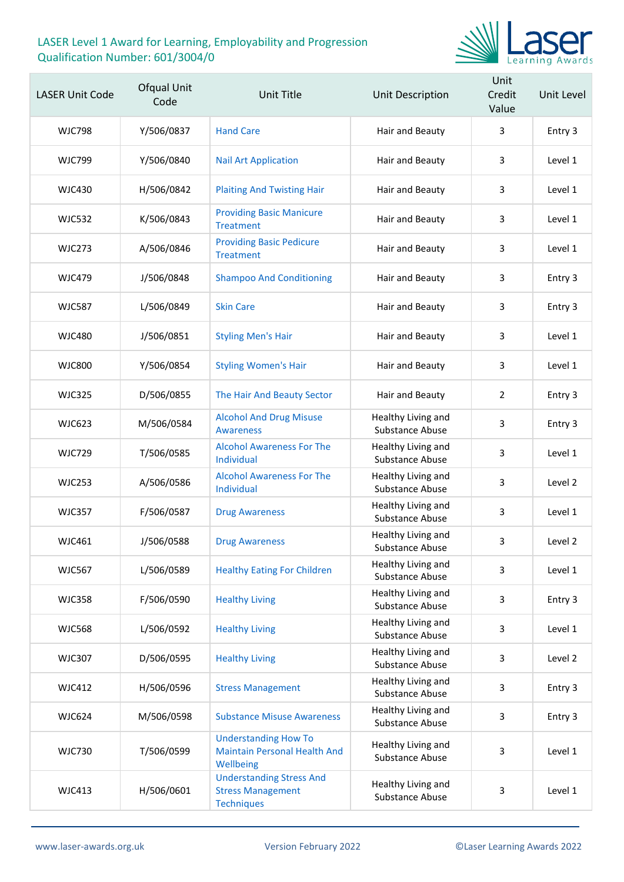LASER Level 1 Award for Learning, Employability and Progression
Qualification Number: 601/3004/0

| LASER Unit Code | Ofqual Unit Code | Unit Title | Unit Description | Unit Credit Value | Unit Level |
|---|---|---|---|---|---|
| WJC798 | Y/506/0837 | Hand Care | Hair and Beauty | 3 | Entry 3 |
| WJC799 | Y/506/0840 | Nail Art Application | Hair and Beauty | 3 | Level 1 |
| WJC430 | H/506/0842 | Plaiting And Twisting Hair | Hair and Beauty | 3 | Level 1 |
| WJC532 | K/506/0843 | Providing Basic Manicure Treatment | Hair and Beauty | 3 | Level 1 |
| WJC273 | A/506/0846 | Providing Basic Pedicure Treatment | Hair and Beauty | 3 | Level 1 |
| WJC479 | J/506/0848 | Shampoo And Conditioning | Hair and Beauty | 3 | Entry 3 |
| WJC587 | L/506/0849 | Skin Care | Hair and Beauty | 3 | Entry 3 |
| WJC480 | J/506/0851 | Styling Men's Hair | Hair and Beauty | 3 | Level 1 |
| WJC800 | Y/506/0854 | Styling Women's Hair | Hair and Beauty | 3 | Level 1 |
| WJC325 | D/506/0855 | The Hair And Beauty Sector | Hair and Beauty | 2 | Entry 3 |
| WJC623 | M/506/0584 | Alcohol And Drug Misuse Awareness | Healthy Living and Substance Abuse | 3 | Entry 3 |
| WJC729 | T/506/0585 | Alcohol Awareness For The Individual | Healthy Living and Substance Abuse | 3 | Level 1 |
| WJC253 | A/506/0586 | Alcohol Awareness For The Individual | Healthy Living and Substance Abuse | 3 | Level 2 |
| WJC357 | F/506/0587 | Drug Awareness | Healthy Living and Substance Abuse | 3 | Level 1 |
| WJC461 | J/506/0588 | Drug Awareness | Healthy Living and Substance Abuse | 3 | Level 2 |
| WJC567 | L/506/0589 | Healthy Eating For Children | Healthy Living and Substance Abuse | 3 | Level 1 |
| WJC358 | F/506/0590 | Healthy Living | Healthy Living and Substance Abuse | 3 | Entry 3 |
| WJC568 | L/506/0592 | Healthy Living | Healthy Living and Substance Abuse | 3 | Level 1 |
| WJC307 | D/506/0595 | Healthy Living | Healthy Living and Substance Abuse | 3 | Level 2 |
| WJC412 | H/506/0596 | Stress Management | Healthy Living and Substance Abuse | 3 | Entry 3 |
| WJC624 | M/506/0598 | Substance Misuse Awareness | Healthy Living and Substance Abuse | 3 | Entry 3 |
| WJC730 | T/506/0599 | Understanding How To Maintain Personal Health And Wellbeing | Healthy Living and Substance Abuse | 3 | Level 1 |
| WJC413 | H/506/0601 | Understanding Stress And Stress Management Techniques | Healthy Living and Substance Abuse | 3 | Level 1 |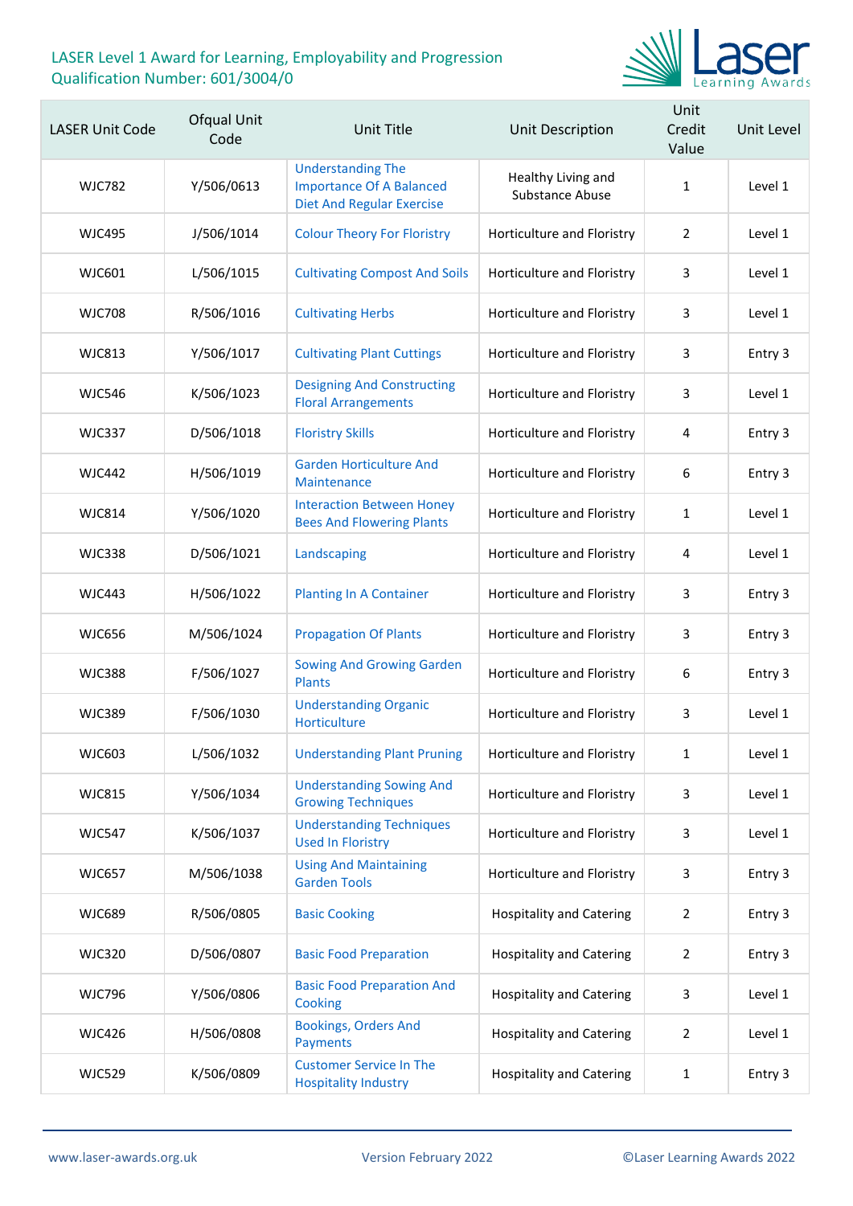LASER Level 1 Award for Learning, Employability and Progression
Qualification Number: 601/3004/0

| LASER Unit Code | Ofqual Unit Code | Unit Title | Unit Description | Unit Credit Value | Unit Level |
|---|---|---|---|---|---|
| WJC782 | Y/506/0613 | Understanding The Importance Of A Balanced Diet And Regular Exercise | Healthy Living and Substance Abuse | 1 | Level 1 |
| WJC495 | J/506/1014 | Colour Theory For Floristry | Horticulture and Floristry | 2 | Level 1 |
| WJC601 | L/506/1015 | Cultivating Compost And Soils | Horticulture and Floristry | 3 | Level 1 |
| WJC708 | R/506/1016 | Cultivating Herbs | Horticulture and Floristry | 3 | Level 1 |
| WJC813 | Y/506/1017 | Cultivating Plant Cuttings | Horticulture and Floristry | 3 | Entry 3 |
| WJC546 | K/506/1023 | Designing And Constructing Floral Arrangements | Horticulture and Floristry | 3 | Level 1 |
| WJC337 | D/506/1018 | Floristry Skills | Horticulture and Floristry | 4 | Entry 3 |
| WJC442 | H/506/1019 | Garden Horticulture And Maintenance | Horticulture and Floristry | 6 | Entry 3 |
| WJC814 | Y/506/1020 | Interaction Between Honey Bees And Flowering Plants | Horticulture and Floristry | 1 | Level 1 |
| WJC338 | D/506/1021 | Landscaping | Horticulture and Floristry | 4 | Level 1 |
| WJC443 | H/506/1022 | Planting In A Container | Horticulture and Floristry | 3 | Entry 3 |
| WJC656 | M/506/1024 | Propagation Of Plants | Horticulture and Floristry | 3 | Entry 3 |
| WJC388 | F/506/1027 | Sowing And Growing Garden Plants | Horticulture and Floristry | 6 | Entry 3 |
| WJC389 | F/506/1030 | Understanding Organic Horticulture | Horticulture and Floristry | 3 | Level 1 |
| WJC603 | L/506/1032 | Understanding Plant Pruning | Horticulture and Floristry | 1 | Level 1 |
| WJC815 | Y/506/1034 | Understanding Sowing And Growing Techniques | Horticulture and Floristry | 3 | Level 1 |
| WJC547 | K/506/1037 | Understanding Techniques Used In Floristry | Horticulture and Floristry | 3 | Level 1 |
| WJC657 | M/506/1038 | Using And Maintaining Garden Tools | Horticulture and Floristry | 3 | Entry 3 |
| WJC689 | R/506/0805 | Basic Cooking | Hospitality and Catering | 2 | Entry 3 |
| WJC320 | D/506/0807 | Basic Food Preparation | Hospitality and Catering | 2 | Entry 3 |
| WJC796 | Y/506/0806 | Basic Food Preparation And Cooking | Hospitality and Catering | 3 | Level 1 |
| WJC426 | H/506/0808 | Bookings, Orders And Payments | Hospitality and Catering | 2 | Level 1 |
| WJC529 | K/506/0809 | Customer Service In The Hospitality Industry | Hospitality and Catering | 1 | Entry 3 |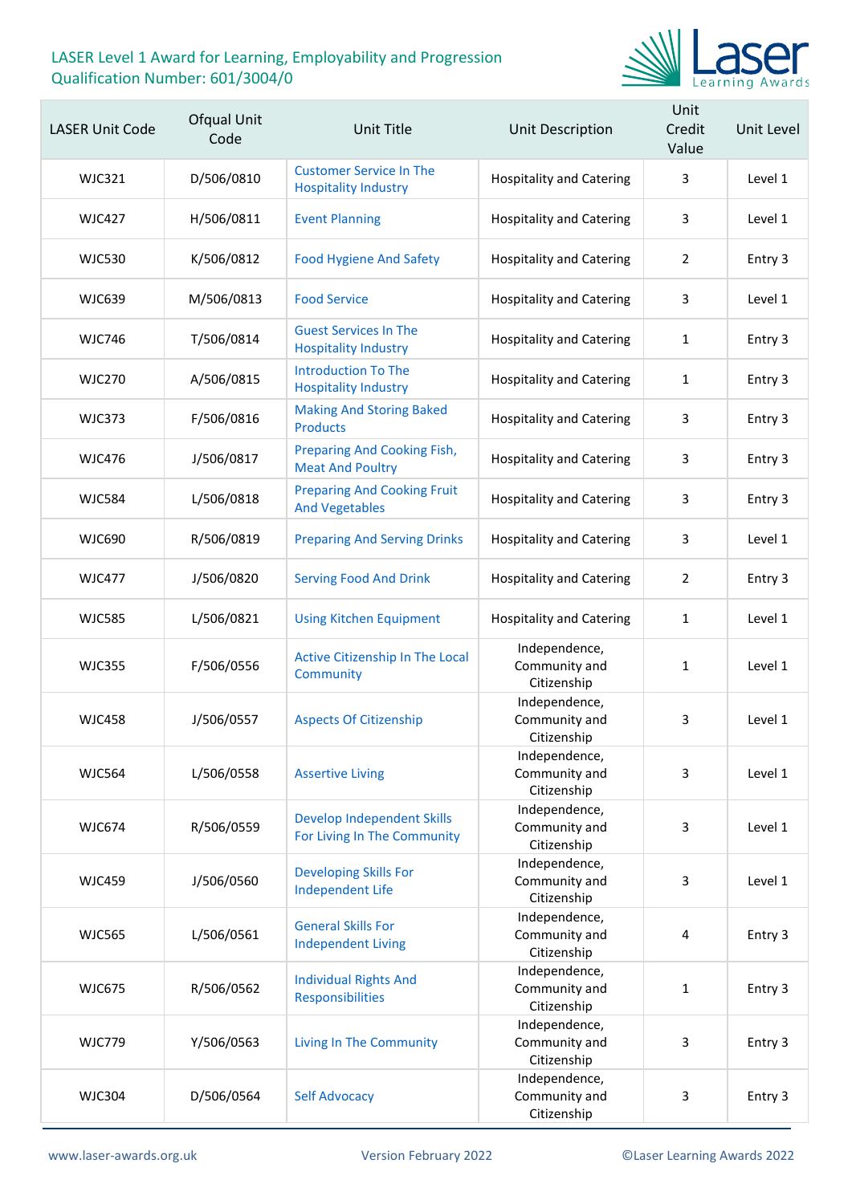LASER Level 1 Award for Learning, Employability and Progression
Qualification Number: 601/3004/0

| LASER Unit Code | Ofqual Unit Code | Unit Title | Unit Description | Unit Credit Value | Unit Level |
|---|---|---|---|---|---|
| WJC321 | D/506/0810 | Customer Service In The Hospitality Industry | Hospitality and Catering | 3 | Level 1 |
| WJC427 | H/506/0811 | Event Planning | Hospitality and Catering | 3 | Level 1 |
| WJC530 | K/506/0812 | Food Hygiene And Safety | Hospitality and Catering | 2 | Entry 3 |
| WJC639 | M/506/0813 | Food Service | Hospitality and Catering | 3 | Level 1 |
| WJC746 | T/506/0814 | Guest Services In The Hospitality Industry | Hospitality and Catering | 1 | Entry 3 |
| WJC270 | A/506/0815 | Introduction To The Hospitality Industry | Hospitality and Catering | 1 | Entry 3 |
| WJC373 | F/506/0816 | Making And Storing Baked Products | Hospitality and Catering | 3 | Entry 3 |
| WJC476 | J/506/0817 | Preparing And Cooking Fish, Meat And Poultry | Hospitality and Catering | 3 | Entry 3 |
| WJC584 | L/506/0818 | Preparing And Cooking Fruit And Vegetables | Hospitality and Catering | 3 | Entry 3 |
| WJC690 | R/506/0819 | Preparing And Serving Drinks | Hospitality and Catering | 3 | Level 1 |
| WJC477 | J/506/0820 | Serving Food And Drink | Hospitality and Catering | 2 | Entry 3 |
| WJC585 | L/506/0821 | Using Kitchen Equipment | Hospitality and Catering | 1 | Level 1 |
| WJC355 | F/506/0556 | Active Citizenship In The Local Community | Independence, Community and Citizenship | 1 | Level 1 |
| WJC458 | J/506/0557 | Aspects Of Citizenship | Independence, Community and Citizenship | 3 | Level 1 |
| WJC564 | L/506/0558 | Assertive Living | Independence, Community and Citizenship | 3 | Level 1 |
| WJC674 | R/506/0559 | Develop Independent Skills For Living In The Community | Independence, Community and Citizenship | 3 | Level 1 |
| WJC459 | J/506/0560 | Developing Skills For Independent Life | Independence, Community and Citizenship | 3 | Level 1 |
| WJC565 | L/506/0561 | General Skills For Independent Living | Independence, Community and Citizenship | 4 | Entry 3 |
| WJC675 | R/506/0562 | Individual Rights And Responsibilities | Independence, Community and Citizenship | 1 | Entry 3 |
| WJC779 | Y/506/0563 | Living In The Community | Independence, Community and Citizenship | 3 | Entry 3 |
| WJC304 | D/506/0564 | Self Advocacy | Independence, Community and Citizenship | 3 | Entry 3 |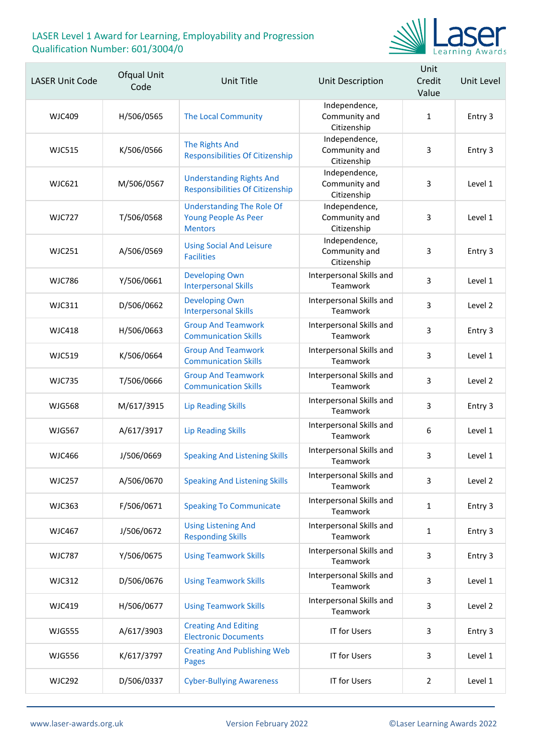LASER Level 1 Award for Learning, Employability and Progression
Qualification Number: 601/3004/0

| LASER Unit Code | Ofqual Unit Code | Unit Title | Unit Description | Unit Credit Value | Unit Level |
|---|---|---|---|---|---|
| WJC409 | H/506/0565 | The Local Community | Independence, Community and Citizenship | 1 | Entry 3 |
| WJC515 | K/506/0566 | The Rights And Responsibilities Of Citizenship | Independence, Community and Citizenship | 3 | Entry 3 |
| WJC621 | M/506/0567 | Understanding Rights And Responsibilities Of Citizenship | Independence, Community and Citizenship | 3 | Level 1 |
| WJC727 | T/506/0568 | Understanding The Role Of Young People As Peer Mentors | Independence, Community and Citizenship | 3 | Level 1 |
| WJC251 | A/506/0569 | Using Social And Leisure Facilities | Independence, Community and Citizenship | 3 | Entry 3 |
| WJC786 | Y/506/0661 | Developing Own Interpersonal Skills | Interpersonal Skills and Teamwork | 3 | Level 1 |
| WJC311 | D/506/0662 | Developing Own Interpersonal Skills | Interpersonal Skills and Teamwork | 3 | Level 2 |
| WJC418 | H/506/0663 | Group And Teamwork Communication Skills | Interpersonal Skills and Teamwork | 3 | Entry 3 |
| WJC519 | K/506/0664 | Group And Teamwork Communication Skills | Interpersonal Skills and Teamwork | 3 | Level 1 |
| WJC735 | T/506/0666 | Group And Teamwork Communication Skills | Interpersonal Skills and Teamwork | 3 | Level 2 |
| WJG568 | M/617/3915 | Lip Reading Skills | Interpersonal Skills and Teamwork | 3 | Entry 3 |
| WJG567 | A/617/3917 | Lip Reading Skills | Interpersonal Skills and Teamwork | 6 | Level 1 |
| WJC466 | J/506/0669 | Speaking And Listening Skills | Interpersonal Skills and Teamwork | 3 | Level 1 |
| WJC257 | A/506/0670 | Speaking And Listening Skills | Interpersonal Skills and Teamwork | 3 | Level 2 |
| WJC363 | F/506/0671 | Speaking To Communicate | Interpersonal Skills and Teamwork | 1 | Entry 3 |
| WJC467 | J/506/0672 | Using Listening And Responding Skills | Interpersonal Skills and Teamwork | 1 | Entry 3 |
| WJC787 | Y/506/0675 | Using Teamwork Skills | Interpersonal Skills and Teamwork | 3 | Entry 3 |
| WJC312 | D/506/0676 | Using Teamwork Skills | Interpersonal Skills and Teamwork | 3 | Level 1 |
| WJC419 | H/506/0677 | Using Teamwork Skills | Interpersonal Skills and Teamwork | 3 | Level 2 |
| WJG555 | A/617/3903 | Creating And Editing Electronic Documents | IT for Users | 3 | Entry 3 |
| WJG556 | K/617/3797 | Creating And Publishing Web Pages | IT for Users | 3 | Level 1 |
| WJC292 | D/506/0337 | Cyber-Bullying Awareness | IT for Users | 2 | Level 1 |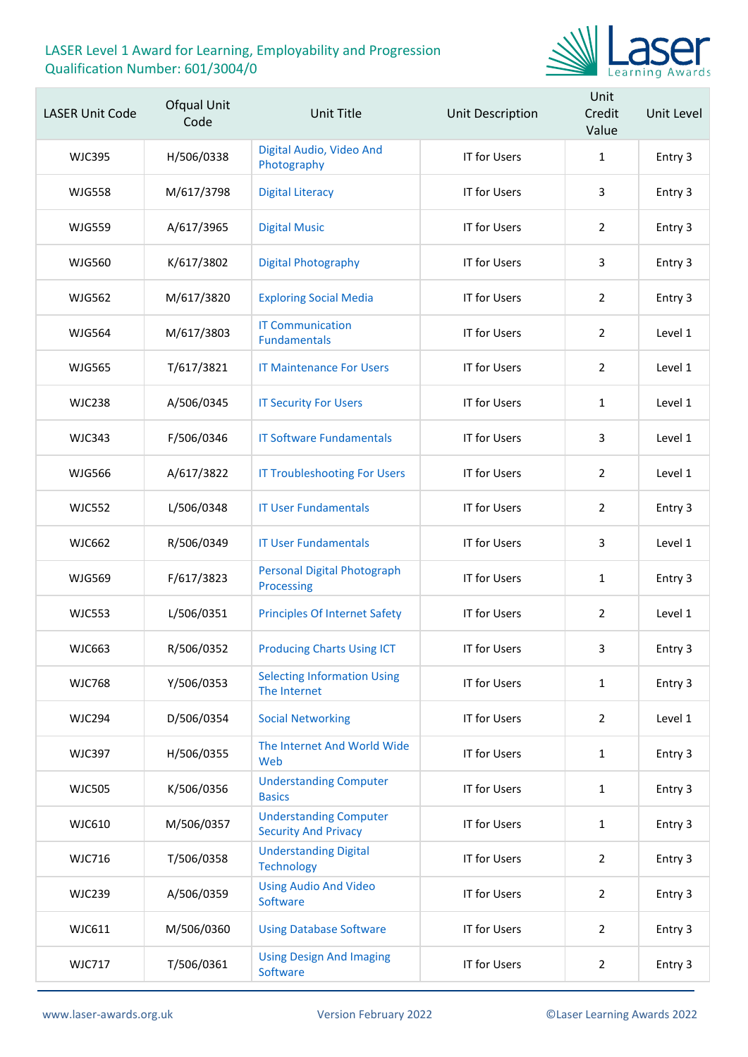LASER Level 1 Award for Learning, Employability and Progression
Qualification Number: 601/3004/0

| LASER Unit Code | Ofqual Unit Code | Unit Title | Unit Description | Unit Credit Value | Unit Level |
|---|---|---|---|---|---|
| WJC395 | H/506/0338 | Digital Audio, Video And Photography | IT for Users | 1 | Entry 3 |
| WJG558 | M/617/3798 | Digital Literacy | IT for Users | 3 | Entry 3 |
| WJG559 | A/617/3965 | Digital Music | IT for Users | 2 | Entry 3 |
| WJG560 | K/617/3802 | Digital Photography | IT for Users | 3 | Entry 3 |
| WJG562 | M/617/3820 | Exploring Social Media | IT for Users | 2 | Entry 3 |
| WJG564 | M/617/3803 | IT Communication Fundamentals | IT for Users | 2 | Level 1 |
| WJG565 | T/617/3821 | IT Maintenance For Users | IT for Users | 2 | Level 1 |
| WJC238 | A/506/0345 | IT Security For Users | IT for Users | 1 | Level 1 |
| WJC343 | F/506/0346 | IT Software Fundamentals | IT for Users | 3 | Level 1 |
| WJG566 | A/617/3822 | IT Troubleshooting For Users | IT for Users | 2 | Level 1 |
| WJC552 | L/506/0348 | IT User Fundamentals | IT for Users | 2 | Entry 3 |
| WJC662 | R/506/0349 | IT User Fundamentals | IT for Users | 3 | Level 1 |
| WJG569 | F/617/3823 | Personal Digital Photograph Processing | IT for Users | 1 | Entry 3 |
| WJC553 | L/506/0351 | Principles Of Internet Safety | IT for Users | 2 | Level 1 |
| WJC663 | R/506/0352 | Producing Charts Using ICT | IT for Users | 3 | Entry 3 |
| WJC768 | Y/506/0353 | Selecting Information Using The Internet | IT for Users | 1 | Entry 3 |
| WJC294 | D/506/0354 | Social Networking | IT for Users | 2 | Level 1 |
| WJC397 | H/506/0355 | The Internet And World Wide Web | IT for Users | 1 | Entry 3 |
| WJC505 | K/506/0356 | Understanding Computer Basics | IT for Users | 1 | Entry 3 |
| WJC610 | M/506/0357 | Understanding Computer Security And Privacy | IT for Users | 1 | Entry 3 |
| WJC716 | T/506/0358 | Understanding Digital Technology | IT for Users | 2 | Entry 3 |
| WJC239 | A/506/0359 | Using Audio And Video Software | IT for Users | 2 | Entry 3 |
| WJC611 | M/506/0360 | Using Database Software | IT for Users | 2 | Entry 3 |
| WJC717 | T/506/0361 | Using Design And Imaging Software | IT for Users | 2 | Entry 3 |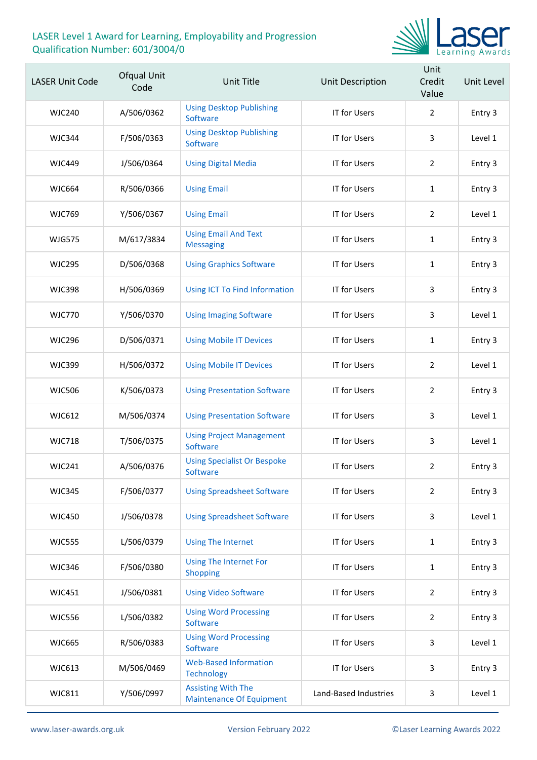LASER Level 1 Award for Learning, Employability and Progression
Qualification Number: 601/3004/0

| LASER Unit Code | Ofqual Unit Code | Unit Title | Unit Description | Unit Credit Value | Unit Level |
|---|---|---|---|---|---|
| WJC240 | A/506/0362 | Using Desktop Publishing Software | IT for Users | 2 | Entry 3 |
| WJC344 | F/506/0363 | Using Desktop Publishing Software | IT for Users | 3 | Level 1 |
| WJC449 | J/506/0364 | Using Digital Media | IT for Users | 2 | Entry 3 |
| WJC664 | R/506/0366 | Using Email | IT for Users | 1 | Entry 3 |
| WJC769 | Y/506/0367 | Using Email | IT for Users | 2 | Level 1 |
| WJG575 | M/617/3834 | Using Email And Text Messaging | IT for Users | 1 | Entry 3 |
| WJC295 | D/506/0368 | Using Graphics Software | IT for Users | 1 | Entry 3 |
| WJC398 | H/506/0369 | Using ICT To Find Information | IT for Users | 3 | Entry 3 |
| WJC770 | Y/506/0370 | Using Imaging Software | IT for Users | 3 | Level 1 |
| WJC296 | D/506/0371 | Using Mobile IT Devices | IT for Users | 1 | Entry 3 |
| WJC399 | H/506/0372 | Using Mobile IT Devices | IT for Users | 2 | Level 1 |
| WJC506 | K/506/0373 | Using Presentation Software | IT for Users | 2 | Entry 3 |
| WJC612 | M/506/0374 | Using Presentation Software | IT for Users | 3 | Level 1 |
| WJC718 | T/506/0375 | Using Project Management Software | IT for Users | 3 | Level 1 |
| WJC241 | A/506/0376 | Using Specialist Or Bespoke Software | IT for Users | 2 | Entry 3 |
| WJC345 | F/506/0377 | Using Spreadsheet Software | IT for Users | 2 | Entry 3 |
| WJC450 | J/506/0378 | Using Spreadsheet Software | IT for Users | 3 | Level 1 |
| WJC555 | L/506/0379 | Using The Internet | IT for Users | 1 | Entry 3 |
| WJC346 | F/506/0380 | Using The Internet For Shopping | IT for Users | 1 | Entry 3 |
| WJC451 | J/506/0381 | Using Video Software | IT for Users | 2 | Entry 3 |
| WJC556 | L/506/0382 | Using Word Processing Software | IT for Users | 2 | Entry 3 |
| WJC665 | R/506/0383 | Using Word Processing Software | IT for Users | 3 | Level 1 |
| WJC613 | M/506/0469 | Web-Based Information Technology | IT for Users | 3 | Entry 3 |
| WJC811 | Y/506/0997 | Assisting With The Maintenance Of Equipment | Land-Based Industries | 3 | Level 1 |

www.laser-awards.org.uk Version February 2022 ©Laser Learning Awards 2022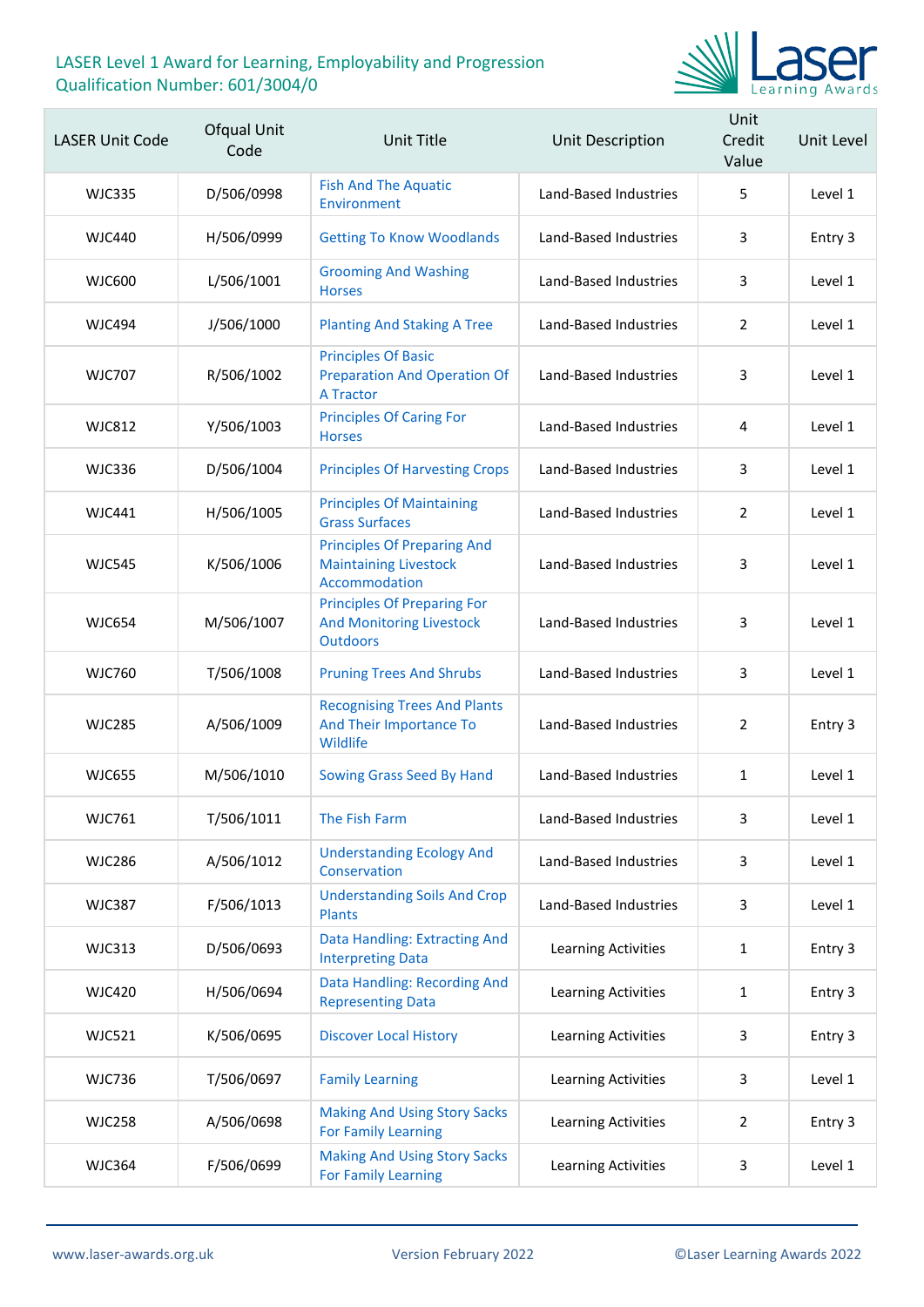LASER Level 1 Award for Learning, Employability and Progression
Qualification Number: 601/3004/0

| LASER Unit Code | Ofqual Unit Code | Unit Title | Unit Description | Unit Credit Value | Unit Level |
|---|---|---|---|---|---|
| WJC335 | D/506/0998 | Fish And The Aquatic Environment | Land-Based Industries | 5 | Level 1 |
| WJC440 | H/506/0999 | Getting To Know Woodlands | Land-Based Industries | 3 | Entry 3 |
| WJC600 | L/506/1001 | Grooming And Washing Horses | Land-Based Industries | 3 | Level 1 |
| WJC494 | J/506/1000 | Planting And Staking A Tree | Land-Based Industries | 2 | Level 1 |
| WJC707 | R/506/1002 | Principles Of Basic Preparation And Operation Of A Tractor | Land-Based Industries | 3 | Level 1 |
| WJC812 | Y/506/1003 | Principles Of Caring For Horses | Land-Based Industries | 4 | Level 1 |
| WJC336 | D/506/1004 | Principles Of Harvesting Crops | Land-Based Industries | 3 | Level 1 |
| WJC441 | H/506/1005 | Principles Of Maintaining Grass Surfaces | Land-Based Industries | 2 | Level 1 |
| WJC545 | K/506/1006 | Principles Of Preparing And Maintaining Livestock Accommodation | Land-Based Industries | 3 | Level 1 |
| WJC654 | M/506/1007 | Principles Of Preparing For And Monitoring Livestock Outdoors | Land-Based Industries | 3 | Level 1 |
| WJC760 | T/506/1008 | Pruning Trees And Shrubs | Land-Based Industries | 3 | Level 1 |
| WJC285 | A/506/1009 | Recognising Trees And Plants And Their Importance To Wildlife | Land-Based Industries | 2 | Entry 3 |
| WJC655 | M/506/1010 | Sowing Grass Seed By Hand | Land-Based Industries | 1 | Level 1 |
| WJC761 | T/506/1011 | The Fish Farm | Land-Based Industries | 3 | Level 1 |
| WJC286 | A/506/1012 | Understanding Ecology And Conservation | Land-Based Industries | 3 | Level 1 |
| WJC387 | F/506/1013 | Understanding Soils And Crop Plants | Land-Based Industries | 3 | Level 1 |
| WJC313 | D/506/0693 | Data Handling: Extracting And Interpreting Data | Learning Activities | 1 | Entry 3 |
| WJC420 | H/506/0694 | Data Handling: Recording And Representing Data | Learning Activities | 1 | Entry 3 |
| WJC521 | K/506/0695 | Discover Local History | Learning Activities | 3 | Entry 3 |
| WJC736 | T/506/0697 | Family Learning | Learning Activities | 3 | Level 1 |
| WJC258 | A/506/0698 | Making And Using Story Sacks For Family Learning | Learning Activities | 2 | Entry 3 |
| WJC364 | F/506/0699 | Making And Using Story Sacks For Family Learning | Learning Activities | 3 | Level 1 |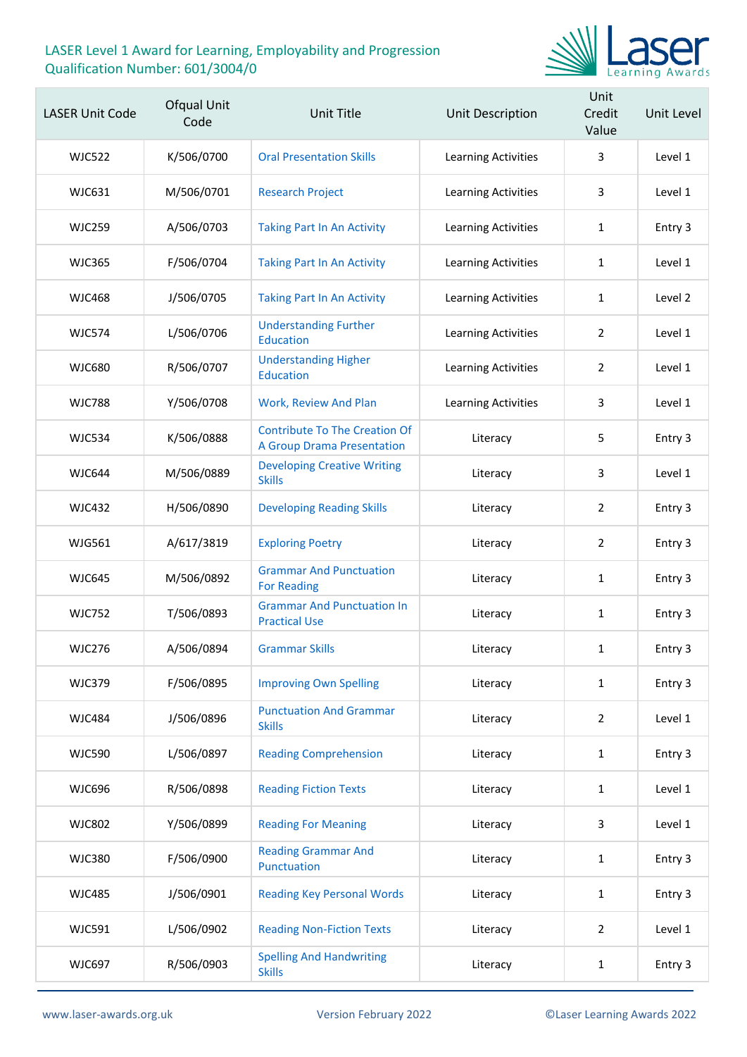LASER Level 1 Award for Learning, Employability and Progression
Qualification Number: 601/3004/0

| LASER Unit Code | Ofqual Unit Code | Unit Title | Unit Description | Unit Credit Value | Unit Level |
|---|---|---|---|---|---|
| WJC522 | K/506/0700 | Oral Presentation Skills | Learning Activities | 3 | Level 1 |
| WJC631 | M/506/0701 | Research Project | Learning Activities | 3 | Level 1 |
| WJC259 | A/506/0703 | Taking Part In An Activity | Learning Activities | 1 | Entry 3 |
| WJC365 | F/506/0704 | Taking Part In An Activity | Learning Activities | 1 | Level 1 |
| WJC468 | J/506/0705 | Taking Part In An Activity | Learning Activities | 1 | Level 2 |
| WJC574 | L/506/0706 | Understanding Further Education | Learning Activities | 2 | Level 1 |
| WJC680 | R/506/0707 | Understanding Higher Education | Learning Activities | 2 | Level 1 |
| WJC788 | Y/506/0708 | Work, Review And Plan | Learning Activities | 3 | Level 1 |
| WJC534 | K/506/0888 | Contribute To The Creation Of A Group Drama Presentation | Literacy | 5 | Entry 3 |
| WJC644 | M/506/0889 | Developing Creative Writing Skills | Literacy | 3 | Level 1 |
| WJC432 | H/506/0890 | Developing Reading Skills | Literacy | 2 | Entry 3 |
| WJG561 | A/617/3819 | Exploring Poetry | Literacy | 2 | Entry 3 |
| WJC645 | M/506/0892 | Grammar And Punctuation For Reading | Literacy | 1 | Entry 3 |
| WJC752 | T/506/0893 | Grammar And Punctuation In Practical Use | Literacy | 1 | Entry 3 |
| WJC276 | A/506/0894 | Grammar Skills | Literacy | 1 | Entry 3 |
| WJC379 | F/506/0895 | Improving Own Spelling | Literacy | 1 | Entry 3 |
| WJC484 | J/506/0896 | Punctuation And Grammar Skills | Literacy | 2 | Level 1 |
| WJC590 | L/506/0897 | Reading Comprehension | Literacy | 1 | Entry 3 |
| WJC696 | R/506/0898 | Reading Fiction Texts | Literacy | 1 | Level 1 |
| WJC802 | Y/506/0899 | Reading For Meaning | Literacy | 3 | Level 1 |
| WJC380 | F/506/0900 | Reading Grammar And Punctuation | Literacy | 1 | Entry 3 |
| WJC485 | J/506/0901 | Reading Key Personal Words | Literacy | 1 | Entry 3 |
| WJC591 | L/506/0902 | Reading Non-Fiction Texts | Literacy | 2 | Level 1 |
| WJC697 | R/506/0903 | Spelling And Handwriting Skills | Literacy | 1 | Entry 3 |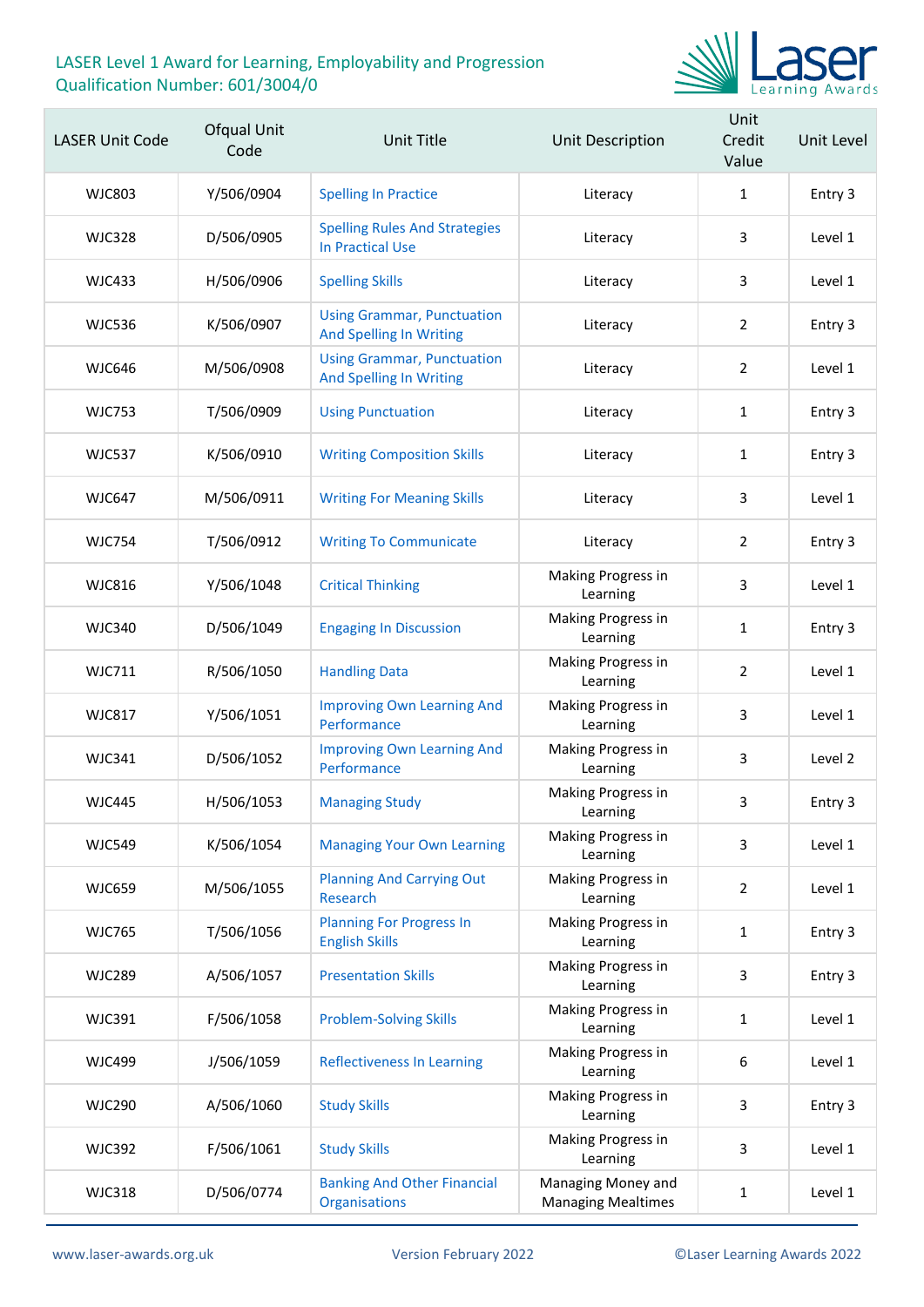LASER Level 1 Award for Learning, Employability and Progression
Qualification Number: 601/3004/0

| LASER Unit Code | Ofqual Unit Code | Unit Title | Unit Description | Unit Credit Value | Unit Level |
|---|---|---|---|---|---|
| WJC803 | Y/506/0904 | Spelling In Practice | Literacy | 1 | Entry 3 |
| WJC328 | D/506/0905 | Spelling Rules And Strategies In Practical Use | Literacy | 3 | Level 1 |
| WJC433 | H/506/0906 | Spelling Skills | Literacy | 3 | Level 1 |
| WJC536 | K/506/0907 | Using Grammar, Punctuation And Spelling In Writing | Literacy | 2 | Entry 3 |
| WJC646 | M/506/0908 | Using Grammar, Punctuation And Spelling In Writing | Literacy | 2 | Level 1 |
| WJC753 | T/506/0909 | Using Punctuation | Literacy | 1 | Entry 3 |
| WJC537 | K/506/0910 | Writing Composition Skills | Literacy | 1 | Entry 3 |
| WJC647 | M/506/0911 | Writing For Meaning Skills | Literacy | 3 | Level 1 |
| WJC754 | T/506/0912 | Writing To Communicate | Literacy | 2 | Entry 3 |
| WJC816 | Y/506/1048 | Critical Thinking | Making Progress in Learning | 3 | Level 1 |
| WJC340 | D/506/1049 | Engaging In Discussion | Making Progress in Learning | 1 | Entry 3 |
| WJC711 | R/506/1050 | Handling Data | Making Progress in Learning | 2 | Level 1 |
| WJC817 | Y/506/1051 | Improving Own Learning And Performance | Making Progress in Learning | 3 | Level 1 |
| WJC341 | D/506/1052 | Improving Own Learning And Performance | Making Progress in Learning | 3 | Level 2 |
| WJC445 | H/506/1053 | Managing Study | Making Progress in Learning | 3 | Entry 3 |
| WJC549 | K/506/1054 | Managing Your Own Learning | Making Progress in Learning | 3 | Level 1 |
| WJC659 | M/506/1055 | Planning And Carrying Out Research | Making Progress in Learning | 2 | Level 1 |
| WJC765 | T/506/1056 | Planning For Progress In English Skills | Making Progress in Learning | 1 | Entry 3 |
| WJC289 | A/506/1057 | Presentation Skills | Making Progress in Learning | 3 | Entry 3 |
| WJC391 | F/506/1058 | Problem-Solving Skills | Making Progress in Learning | 1 | Level 1 |
| WJC499 | J/506/1059 | Reflectiveness In Learning | Making Progress in Learning | 6 | Level 1 |
| WJC290 | A/506/1060 | Study Skills | Making Progress in Learning | 3 | Entry 3 |
| WJC392 | F/506/1061 | Study Skills | Making Progress in Learning | 3 | Level 1 |
| WJC318 | D/506/0774 | Banking And Other Financial Organisations | Managing Money and Managing Mealtimes | 1 | Level 1 |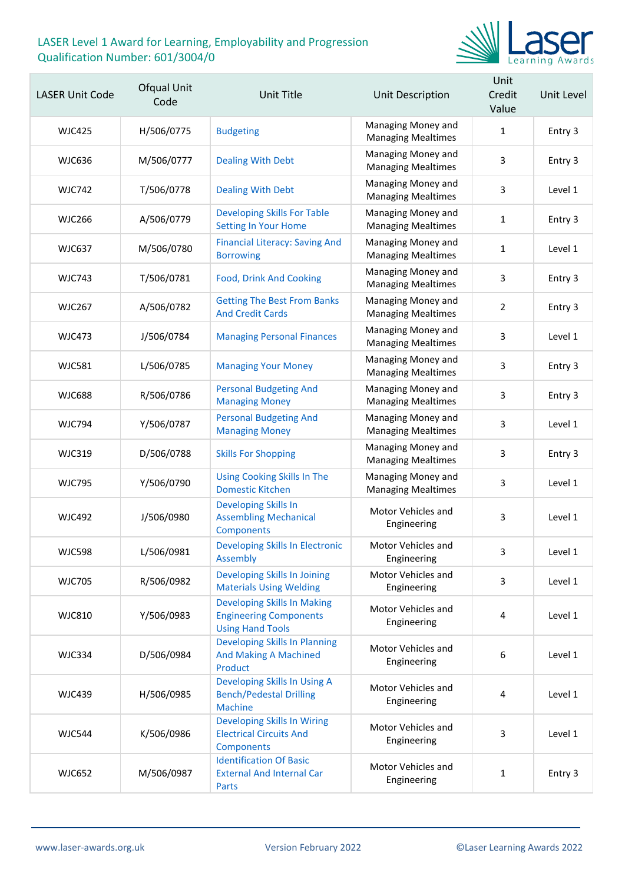LASER Level 1 Award for Learning, Employability and Progression
Qualification Number: 601/3004/0

| LASER Unit Code | Ofqual Unit Code | Unit Title | Unit Description | Unit Credit Value | Unit Level |
|---|---|---|---|---|---|
| WJC425 | H/506/0775 | Budgeting | Managing Money and Managing Mealtimes | 1 | Entry 3 |
| WJC636 | M/506/0777 | Dealing With Debt | Managing Money and Managing Mealtimes | 3 | Entry 3 |
| WJC742 | T/506/0778 | Dealing With Debt | Managing Money and Managing Mealtimes | 3 | Level 1 |
| WJC266 | A/506/0779 | Developing Skills For Table Setting In Your Home | Managing Money and Managing Mealtimes | 1 | Entry 3 |
| WJC637 | M/506/0780 | Financial Literacy: Saving And Borrowing | Managing Money and Managing Mealtimes | 1 | Level 1 |
| WJC743 | T/506/0781 | Food, Drink And Cooking | Managing Money and Managing Mealtimes | 3 | Entry 3 |
| WJC267 | A/506/0782 | Getting The Best From Banks And Credit Cards | Managing Money and Managing Mealtimes | 2 | Entry 3 |
| WJC473 | J/506/0784 | Managing Personal Finances | Managing Money and Managing Mealtimes | 3 | Level 1 |
| WJC581 | L/506/0785 | Managing Your Money | Managing Money and Managing Mealtimes | 3 | Entry 3 |
| WJC688 | R/506/0786 | Personal Budgeting And Managing Money | Managing Money and Managing Mealtimes | 3 | Entry 3 |
| WJC794 | Y/506/0787 | Personal Budgeting And Managing Money | Managing Money and Managing Mealtimes | 3 | Level 1 |
| WJC319 | D/506/0788 | Skills For Shopping | Managing Money and Managing Mealtimes | 3 | Entry 3 |
| WJC795 | Y/506/0790 | Using Cooking Skills In The Domestic Kitchen | Managing Money and Managing Mealtimes | 3 | Level 1 |
| WJC492 | J/506/0980 | Developing Skills In Assembling Mechanical Components | Motor Vehicles and Engineering | 3 | Level 1 |
| WJC598 | L/506/0981 | Developing Skills In Electronic Assembly | Motor Vehicles and Engineering | 3 | Level 1 |
| WJC705 | R/506/0982 | Developing Skills In Joining Materials Using Welding | Motor Vehicles and Engineering | 3 | Level 1 |
| WJC810 | Y/506/0983 | Developing Skills In Making Engineering Components Using Hand Tools | Motor Vehicles and Engineering | 4 | Level 1 |
| WJC334 | D/506/0984 | Developing Skills In Planning And Making A Machined Product | Motor Vehicles and Engineering | 6 | Level 1 |
| WJC439 | H/506/0985 | Developing Skills In Using A Bench/Pedestal Drilling Machine | Motor Vehicles and Engineering | 4 | Level 1 |
| WJC544 | K/506/0986 | Developing Skills In Wiring Electrical Circuits And Components | Motor Vehicles and Engineering | 3 | Level 1 |
| WJC652 | M/506/0987 | Identification Of Basic External And Internal Car Parts | Motor Vehicles and Engineering | 1 | Entry 3 |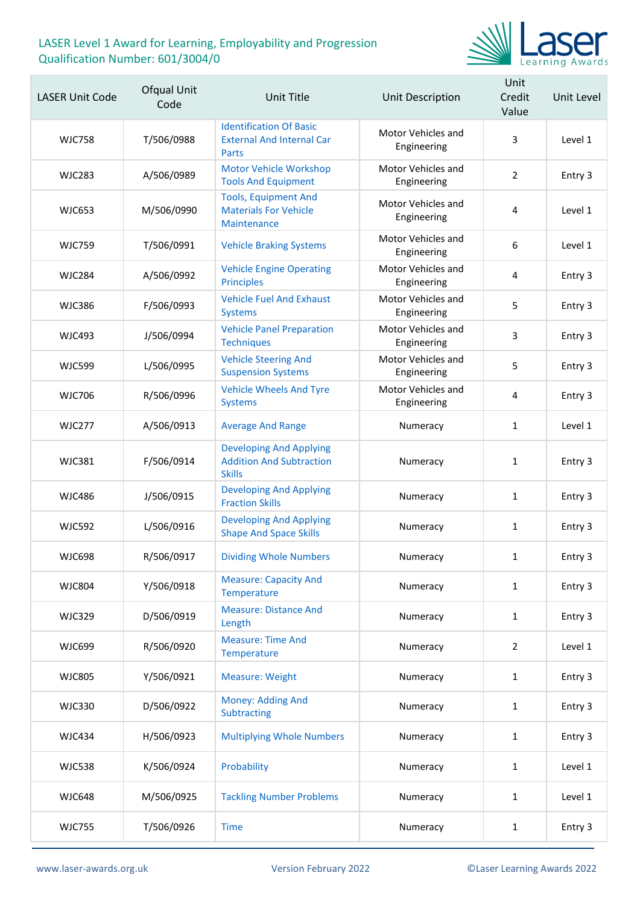LASER Level 1 Award for Learning, Employability and Progression
Qualification Number: 601/3004/0

| LASER Unit Code | Ofqual Unit Code | Unit Title | Unit Description | Unit Credit Value | Unit Level |
|---|---|---|---|---|---|
| WJC758 | T/506/0988 | Identification Of Basic External And Internal Car Parts | Motor Vehicles and Engineering | 3 | Level 1 |
| WJC283 | A/506/0989 | Motor Vehicle Workshop Tools And Equipment | Motor Vehicles and Engineering | 2 | Entry 3 |
| WJC653 | M/506/0990 | Tools, Equipment And Materials For Vehicle Maintenance | Motor Vehicles and Engineering | 4 | Level 1 |
| WJC759 | T/506/0991 | Vehicle Braking Systems | Motor Vehicles and Engineering | 6 | Level 1 |
| WJC284 | A/506/0992 | Vehicle Engine Operating Principles | Motor Vehicles and Engineering | 4 | Entry 3 |
| WJC386 | F/506/0993 | Vehicle Fuel And Exhaust Systems | Motor Vehicles and Engineering | 5 | Entry 3 |
| WJC493 | J/506/0994 | Vehicle Panel Preparation Techniques | Motor Vehicles and Engineering | 3 | Entry 3 |
| WJC599 | L/506/0995 | Vehicle Steering And Suspension Systems | Motor Vehicles and Engineering | 5 | Entry 3 |
| WJC706 | R/506/0996 | Vehicle Wheels And Tyre Systems | Motor Vehicles and Engineering | 4 | Entry 3 |
| WJC277 | A/506/0913 | Average And Range | Numeracy | 1 | Level 1 |
| WJC381 | F/506/0914 | Developing And Applying Addition And Subtraction Skills | Numeracy | 1 | Entry 3 |
| WJC486 | J/506/0915 | Developing And Applying Fraction Skills | Numeracy | 1 | Entry 3 |
| WJC592 | L/506/0916 | Developing And Applying Shape And Space Skills | Numeracy | 1 | Entry 3 |
| WJC698 | R/506/0917 | Dividing Whole Numbers | Numeracy | 1 | Entry 3 |
| WJC804 | Y/506/0918 | Measure: Capacity And Temperature | Numeracy | 1 | Entry 3 |
| WJC329 | D/506/0919 | Measure: Distance And Length | Numeracy | 1 | Entry 3 |
| WJC699 | R/506/0920 | Measure: Time And Temperature | Numeracy | 2 | Level 1 |
| WJC805 | Y/506/0921 | Measure: Weight | Numeracy | 1 | Entry 3 |
| WJC330 | D/506/0922 | Money: Adding And Subtracting | Numeracy | 1 | Entry 3 |
| WJC434 | H/506/0923 | Multiplying Whole Numbers | Numeracy | 1 | Entry 3 |
| WJC538 | K/506/0924 | Probability | Numeracy | 1 | Level 1 |
| WJC648 | M/506/0925 | Tackling Number Problems | Numeracy | 1 | Level 1 |
| WJC755 | T/506/0926 | Time | Numeracy | 1 | Entry 3 |

www.laser-awards.org.uk Version February 2022 ©Laser Learning Awards 2022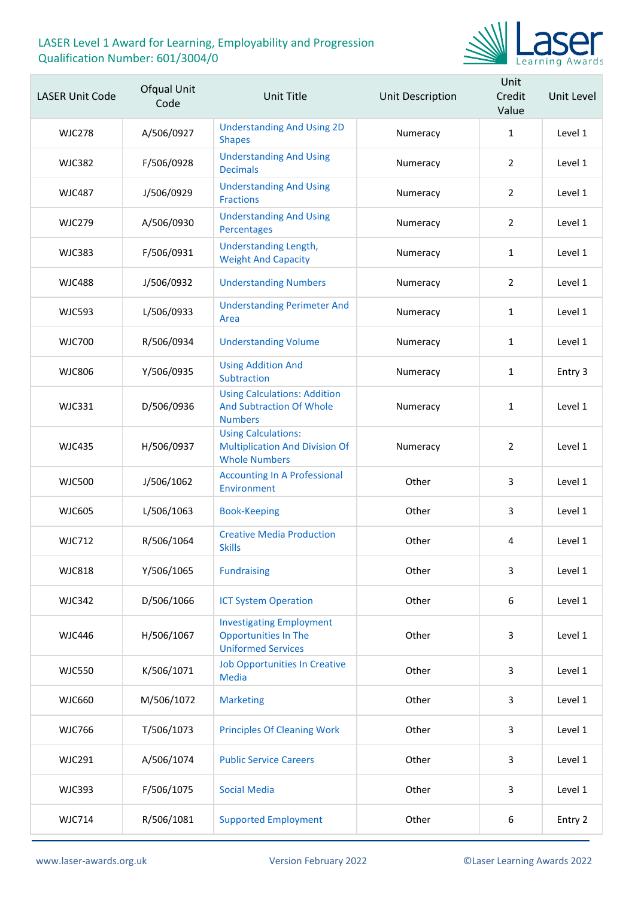# LASER Level 1 Award for Learning, Employability and Progression
## Qualification Number: 601/3004/0

| LASER Unit Code | Ofqual Unit Code | Unit Title | Unit Description | Unit Credit Value | Unit Level |
|---|---|---|---|---|---|
| WJC278 | A/506/0927 | Understanding And Using 2D Shapes | Numeracy | 1 | Level 1 |
| WJC382 | F/506/0928 | Understanding And Using Decimals | Numeracy | 2 | Level 1 |
| WJC487 | J/506/0929 | Understanding And Using Fractions | Numeracy | 2 | Level 1 |
| WJC279 | A/506/0930 | Understanding And Using Percentages | Numeracy | 2 | Level 1 |
| WJC383 | F/506/0931 | Understanding Length, Weight And Capacity | Numeracy | 1 | Level 1 |
| WJC488 | J/506/0932 | Understanding Numbers | Numeracy | 2 | Level 1 |
| WJC593 | L/506/0933 | Understanding Perimeter And Area | Numeracy | 1 | Level 1 |
| WJC700 | R/506/0934 | Understanding Volume | Numeracy | 1 | Level 1 |
| WJC806 | Y/506/0935 | Using Addition And Subtraction | Numeracy | 1 | Entry 3 |
| WJC331 | D/506/0936 | Using Calculations: Addition And Subtraction Of Whole Numbers | Numeracy | 1 | Level 1 |
| WJC435 | H/506/0937 | Using Calculations: Multiplication And Division Of Whole Numbers | Numeracy | 2 | Level 1 |
| WJC500 | J/506/1062 | Accounting In A Professional Environment | Other | 3 | Level 1 |
| WJC605 | L/506/1063 | Book-Keeping | Other | 3 | Level 1 |
| WJC712 | R/506/1064 | Creative Media Production Skills | Other | 4 | Level 1 |
| WJC818 | Y/506/1065 | Fundraising | Other | 3 | Level 1 |
| WJC342 | D/506/1066 | ICT System Operation | Other | 6 | Level 1 |
| WJC446 | H/506/1067 | Investigating Employment Opportunities In The Uniformed Services | Other | 3 | Level 1 |
| WJC550 | K/506/1071 | Job Opportunities In Creative Media | Other | 3 | Level 1 |
| WJC660 | M/506/1072 | Marketing | Other | 3 | Level 1 |
| WJC766 | T/506/1073 | Principles Of Cleaning Work | Other | 3 | Level 1 |
| WJC291 | A/506/1074 | Public Service Careers | Other | 3 | Level 1 |
| WJC393 | F/506/1075 | Social Media | Other | 3 | Level 1 |
| WJC714 | R/506/1081 | Supported Employment | Other | 6 | Entry 2 |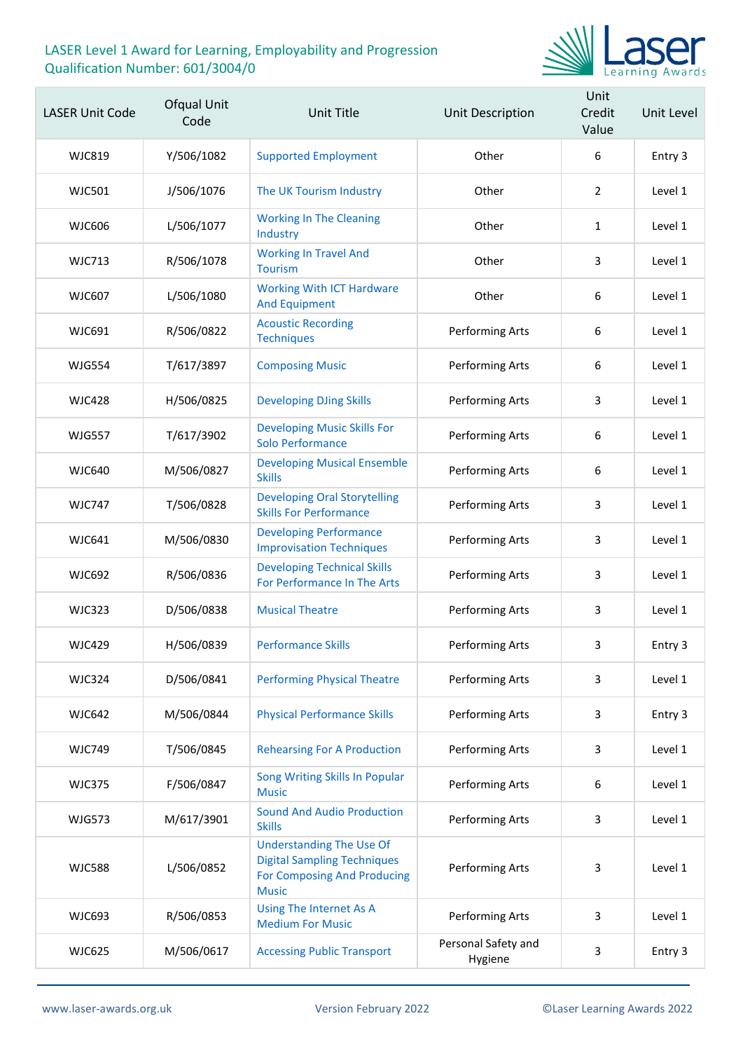LASER Level 1 Award for Learning, Employability and Progression
Qualification Number: 601/3004/0

| LASER Unit Code | Ofqual Unit Code | Unit Title | Unit Description | Unit Credit Value | Unit Level |
|---|---|---|---|---|---|
| WJC819 | Y/506/1082 | Supported Employment | Other | 6 | Entry 3 |
| WJC501 | J/506/1076 | The UK Tourism Industry | Other | 2 | Level 1 |
| WJC606 | L/506/1077 | Working In The Cleaning Industry | Other | 1 | Level 1 |
| WJC713 | R/506/1078 | Working In Travel And Tourism | Other | 3 | Level 1 |
| WJC607 | L/506/1080 | Working With ICT Hardware And Equipment | Other | 6 | Level 1 |
| WJC691 | R/506/0822 | Acoustic Recording Techniques | Performing Arts | 6 | Level 1 |
| WJG554 | T/617/3897 | Composing Music | Performing Arts | 6 | Level 1 |
| WJC428 | H/506/0825 | Developing DJing Skills | Performing Arts | 3 | Level 1 |
| WJG557 | T/617/3902 | Developing Music Skills For Solo Performance | Performing Arts | 6 | Level 1 |
| WJC640 | M/506/0827 | Developing Musical Ensemble Skills | Performing Arts | 6 | Level 1 |
| WJC747 | T/506/0828 | Developing Oral Storytelling Skills For Performance | Performing Arts | 3 | Level 1 |
| WJC641 | M/506/0830 | Developing Performance Improvisation Techniques | Performing Arts | 3 | Level 1 |
| WJC692 | R/506/0836 | Developing Technical Skills For Performance In The Arts | Performing Arts | 3 | Level 1 |
| WJC323 | D/506/0838 | Musical Theatre | Performing Arts | 3 | Level 1 |
| WJC429 | H/506/0839 | Performance Skills | Performing Arts | 3 | Entry 3 |
| WJC324 | D/506/0841 | Performing Physical Theatre | Performing Arts | 3 | Level 1 |
| WJC642 | M/506/0844 | Physical Performance Skills | Performing Arts | 3 | Entry 3 |
| WJC749 | T/506/0845 | Rehearsing For A Production | Performing Arts | 3 | Level 1 |
| WJC375 | F/506/0847 | Song Writing Skills In Popular Music | Performing Arts | 6 | Level 1 |
| WJG573 | M/617/3901 | Sound And Audio Production Skills | Performing Arts | 3 | Level 1 |
| WJC588 | L/506/0852 | Understanding The Use Of Digital Sampling Techniques For Composing And Producing Music | Performing Arts | 3 | Level 1 |
| WJC693 | R/506/0853 | Using The Internet As A Medium For Music | Performing Arts | 3 | Level 1 |
| WJC625 | M/506/0617 | Accessing Public Transport | Personal Safety and Hygiene | 3 | Entry 3 |

www.laser-awards.org.uk Version February 2022 ©Laser Learning Awards 2022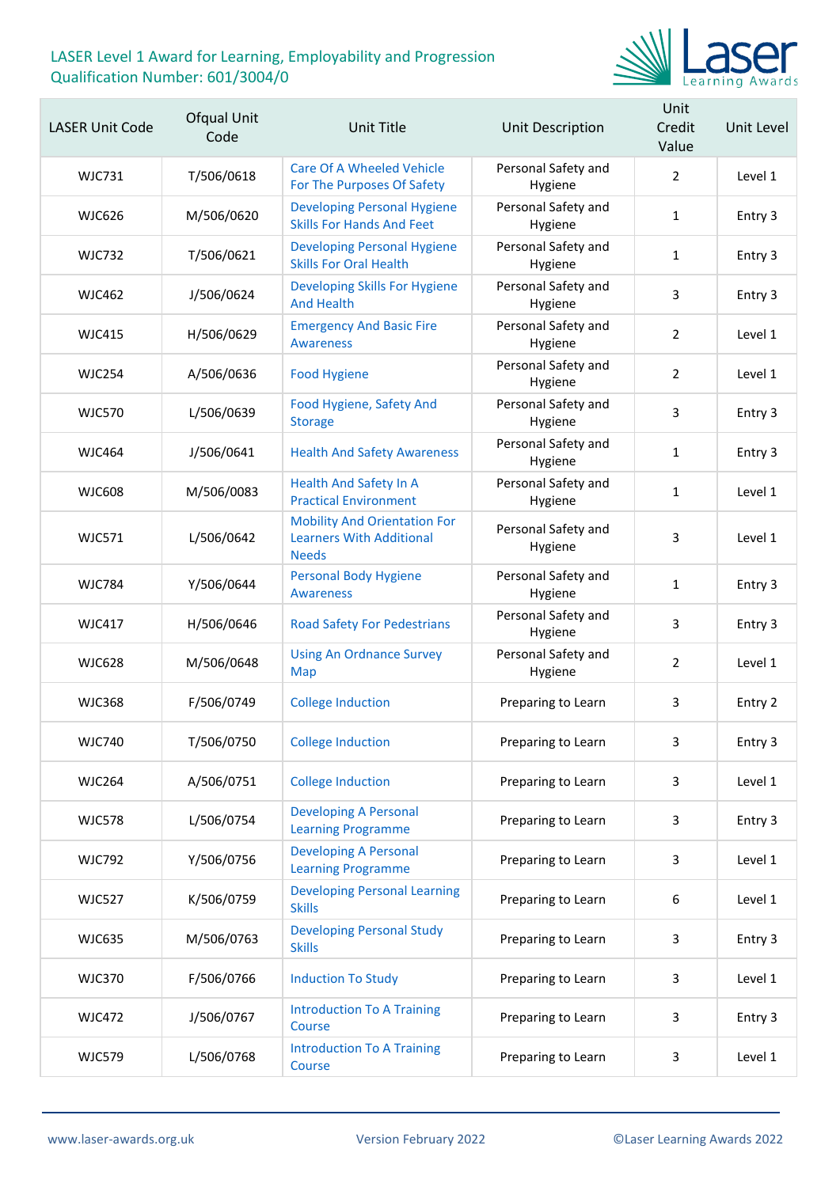LASER Level 1 Award for Learning, Employability and Progression
Qualification Number: 601/3004/0

| LASER Unit Code | Ofqual Unit Code | Unit Title | Unit Description | Unit Credit Value | Unit Level |
|---|---|---|---|---|---|
| WJC731 | T/506/0618 | Care Of A Wheeled Vehicle For The Purposes Of Safety | Personal Safety and Hygiene | 2 | Level 1 |
| WJC626 | M/506/0620 | Developing Personal Hygiene Skills For Hands And Feet | Personal Safety and Hygiene | 1 | Entry 3 |
| WJC732 | T/506/0621 | Developing Personal Hygiene Skills For Oral Health | Personal Safety and Hygiene | 1 | Entry 3 |
| WJC462 | J/506/0624 | Developing Skills For Hygiene And Health | Personal Safety and Hygiene | 3 | Entry 3 |
| WJC415 | H/506/0629 | Emergency And Basic Fire Awareness | Personal Safety and Hygiene | 2 | Level 1 |
| WJC254 | A/506/0636 | Food Hygiene | Personal Safety and Hygiene | 2 | Level 1 |
| WJC570 | L/506/0639 | Food Hygiene, Safety And Storage | Personal Safety and Hygiene | 3 | Entry 3 |
| WJC464 | J/506/0641 | Health And Safety Awareness | Personal Safety and Hygiene | 1 | Entry 3 |
| WJC608 | M/506/0083 | Health And Safety In A Practical Environment | Personal Safety and Hygiene | 1 | Level 1 |
| WJC571 | L/506/0642 | Mobility And Orientation For Learners With Additional Needs | Personal Safety and Hygiene | 3 | Level 1 |
| WJC784 | Y/506/0644 | Personal Body Hygiene Awareness | Personal Safety and Hygiene | 1 | Entry 3 |
| WJC417 | H/506/0646 | Road Safety For Pedestrians | Personal Safety and Hygiene | 3 | Entry 3 |
| WJC628 | M/506/0648 | Using An Ordnance Survey Map | Personal Safety and Hygiene | 2 | Level 1 |
| WJC368 | F/506/0749 | College Induction | Preparing to Learn | 3 | Entry 2 |
| WJC740 | T/506/0750 | College Induction | Preparing to Learn | 3 | Entry 3 |
| WJC264 | A/506/0751 | College Induction | Preparing to Learn | 3 | Level 1 |
| WJC578 | L/506/0754 | Developing A Personal Learning Programme | Preparing to Learn | 3 | Entry 3 |
| WJC792 | Y/506/0756 | Developing A Personal Learning Programme | Preparing to Learn | 3 | Level 1 |
| WJC527 | K/506/0759 | Developing Personal Learning Skills | Preparing to Learn | 6 | Level 1 |
| WJC635 | M/506/0763 | Developing Personal Study Skills | Preparing to Learn | 3 | Entry 3 |
| WJC370 | F/506/0766 | Induction To Study | Preparing to Learn | 3 | Level 1 |
| WJC472 | J/506/0767 | Introduction To A Training Course | Preparing to Learn | 3 | Entry 3 |
| WJC579 | L/506/0768 | Introduction To A Training Course | Preparing to Learn | 3 | Level 1 |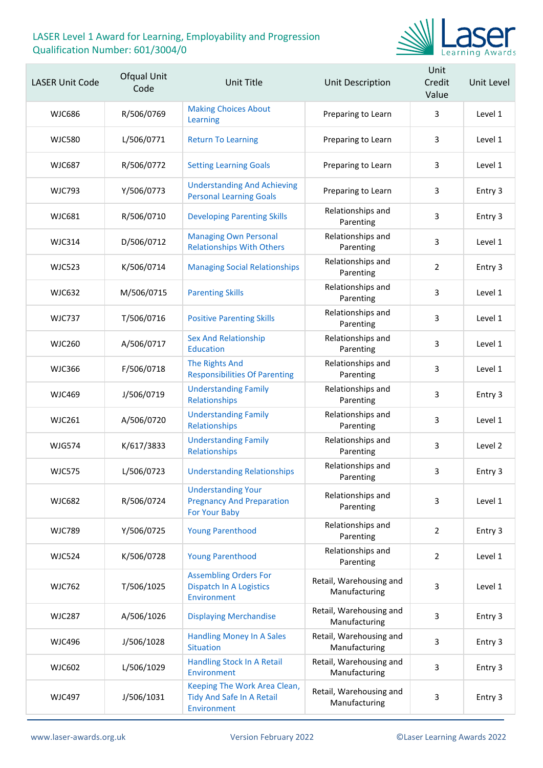LASER Level 1 Award for Learning, Employability and Progression
Qualification Number: 601/3004/0

| LASER Unit Code | Ofqual Unit Code | Unit Title | Unit Description | Unit Credit Value | Unit Level |
|---|---|---|---|---|---|
| WJC686 | R/506/0769 | Making Choices About Learning | Preparing to Learn | 3 | Level 1 |
| WJC580 | L/506/0771 | Return To Learning | Preparing to Learn | 3 | Level 1 |
| WJC687 | R/506/0772 | Setting Learning Goals | Preparing to Learn | 3 | Level 1 |
| WJC793 | Y/506/0773 | Understanding And Achieving Personal Learning Goals | Preparing to Learn | 3 | Entry 3 |
| WJC681 | R/506/0710 | Developing Parenting Skills | Relationships and Parenting | 3 | Entry 3 |
| WJC314 | D/506/0712 | Managing Own Personal Relationships With Others | Relationships and Parenting | 3 | Level 1 |
| WJC523 | K/506/0714 | Managing Social Relationships | Relationships and Parenting | 2 | Entry 3 |
| WJC632 | M/506/0715 | Parenting Skills | Relationships and Parenting | 3 | Level 1 |
| WJC737 | T/506/0716 | Positive Parenting Skills | Relationships and Parenting | 3 | Level 1 |
| WJC260 | A/506/0717 | Sex And Relationship Education | Relationships and Parenting | 3 | Level 1 |
| WJC366 | F/506/0718 | The Rights And Responsibilities Of Parenting | Relationships and Parenting | 3 | Level 1 |
| WJC469 | J/506/0719 | Understanding Family Relationships | Relationships and Parenting | 3 | Entry 3 |
| WJC261 | A/506/0720 | Understanding Family Relationships | Relationships and Parenting | 3 | Level 1 |
| WJG574 | K/617/3833 | Understanding Family Relationships | Relationships and Parenting | 3 | Level 2 |
| WJC575 | L/506/0723 | Understanding Relationships | Relationships and Parenting | 3 | Entry 3 |
| WJC682 | R/506/0724 | Understanding Your Pregnancy And Preparation For Your Baby | Relationships and Parenting | 3 | Level 1 |
| WJC789 | Y/506/0725 | Young Parenthood | Relationships and Parenting | 2 | Entry 3 |
| WJC524 | K/506/0728 | Young Parenthood | Relationships and Parenting | 2 | Level 1 |
| WJC762 | T/506/1025 | Assembling Orders For Dispatch In A Logistics Environment | Retail, Warehousing and Manufacturing | 3 | Level 1 |
| WJC287 | A/506/1026 | Displaying Merchandise | Retail, Warehousing and Manufacturing | 3 | Entry 3 |
| WJC496 | J/506/1028 | Handling Money In A Sales Situation | Retail, Warehousing and Manufacturing | 3 | Entry 3 |
| WJC602 | L/506/1029 | Handling Stock In A Retail Environment | Retail, Warehousing and Manufacturing | 3 | Entry 3 |
| WJC497 | J/506/1031 | Keeping The Work Area Clean, Tidy And Safe In A Retail Environment | Retail, Warehousing and Manufacturing | 3 | Entry 3 |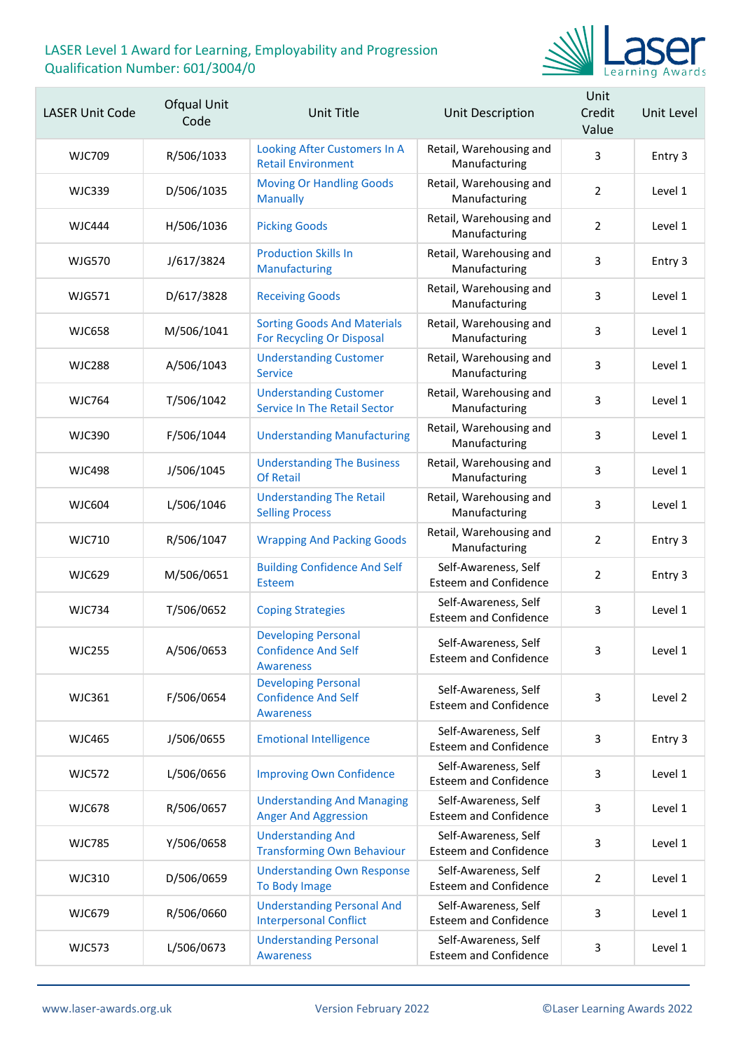LASER Level 1 Award for Learning, Employability and Progression
Qualification Number: 601/3004/0

| LASER Unit Code | Ofqual Unit Code | Unit Title | Unit Description | Unit Credit Value | Unit Level |
|---|---|---|---|---|---|
| WJC709 | R/506/1033 | Looking After Customers In A Retail Environment | Retail, Warehousing and Manufacturing | 3 | Entry 3 |
| WJC339 | D/506/1035 | Moving Or Handling Goods Manually | Retail, Warehousing and Manufacturing | 2 | Level 1 |
| WJC444 | H/506/1036 | Picking Goods | Retail, Warehousing and Manufacturing | 2 | Level 1 |
| WJG570 | J/617/3824 | Production Skills In Manufacturing | Retail, Warehousing and Manufacturing | 3 | Entry 3 |
| WJG571 | D/617/3828 | Receiving Goods | Retail, Warehousing and Manufacturing | 3 | Level 1 |
| WJC658 | M/506/1041 | Sorting Goods And Materials For Recycling Or Disposal | Retail, Warehousing and Manufacturing | 3 | Level 1 |
| WJC288 | A/506/1043 | Understanding Customer Service | Retail, Warehousing and Manufacturing | 3 | Level 1 |
| WJC764 | T/506/1042 | Understanding Customer Service In The Retail Sector | Retail, Warehousing and Manufacturing | 3 | Level 1 |
| WJC390 | F/506/1044 | Understanding Manufacturing | Retail, Warehousing and Manufacturing | 3 | Level 1 |
| WJC498 | J/506/1045 | Understanding The Business Of Retail | Retail, Warehousing and Manufacturing | 3 | Level 1 |
| WJC604 | L/506/1046 | Understanding The Retail Selling Process | Retail, Warehousing and Manufacturing | 3 | Level 1 |
| WJC710 | R/506/1047 | Wrapping And Packing Goods | Retail, Warehousing and Manufacturing | 2 | Entry 3 |
| WJC629 | M/506/0651 | Building Confidence And Self Esteem | Self-Awareness, Self Esteem and Confidence | 2 | Entry 3 |
| WJC734 | T/506/0652 | Coping Strategies | Self-Awareness, Self Esteem and Confidence | 3 | Level 1 |
| WJC255 | A/506/0653 | Developing Personal Confidence And Self Awareness | Self-Awareness, Self Esteem and Confidence | 3 | Level 1 |
| WJC361 | F/506/0654 | Developing Personal Confidence And Self Awareness | Self-Awareness, Self Esteem and Confidence | 3 | Level 2 |
| WJC465 | J/506/0655 | Emotional Intelligence | Self-Awareness, Self Esteem and Confidence | 3 | Entry 3 |
| WJC572 | L/506/0656 | Improving Own Confidence | Self-Awareness, Self Esteem and Confidence | 3 | Level 1 |
| WJC678 | R/506/0657 | Understanding And Managing Anger And Aggression | Self-Awareness, Self Esteem and Confidence | 3 | Level 1 |
| WJC785 | Y/506/0658 | Understanding And Transforming Own Behaviour | Self-Awareness, Self Esteem and Confidence | 3 | Level 1 |
| WJC310 | D/506/0659 | Understanding Own Response To Body Image | Self-Awareness, Self Esteem and Confidence | 2 | Level 1 |
| WJC679 | R/506/0660 | Understanding Personal And Interpersonal Conflict | Self-Awareness, Self Esteem and Confidence | 3 | Level 1 |
| WJC573 | L/506/0673 | Understanding Personal Awareness | Self-Awareness, Self Esteem and Confidence | 3 | Level 1 |

www.laser-awards.org.uk Version February 2022 ©Laser Learning Awards 2022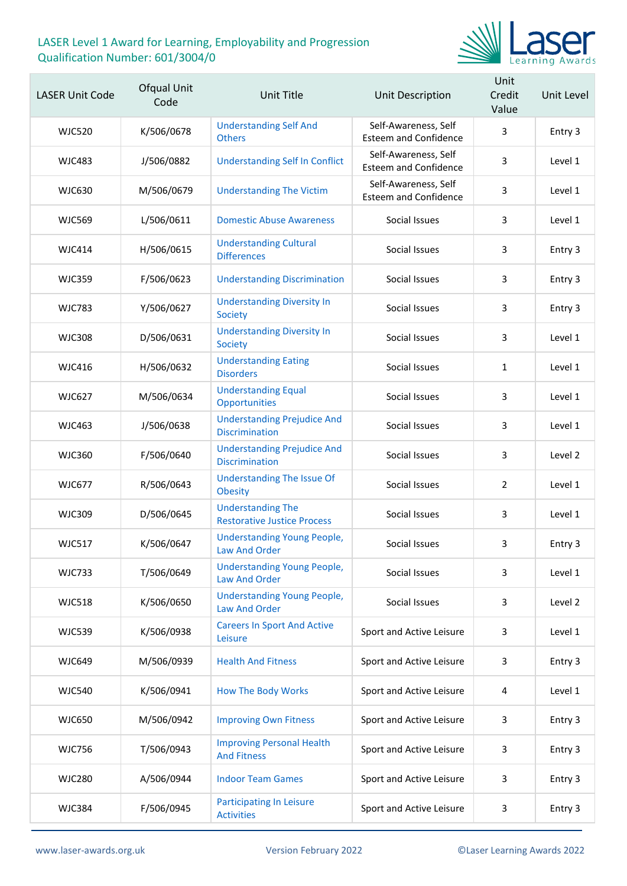LASER Level 1 Award for Learning, Employability and Progression
Qualification Number: 601/3004/0

| LASER Unit Code | Ofqual Unit Code | Unit Title | Unit Description | Unit Credit Value | Unit Level |
|---|---|---|---|---|---|
| WJC520 | K/506/0678 | Understanding Self And Others | Self-Awareness, Self Esteem and Confidence | 3 | Entry 3 |
| WJC483 | J/506/0882 | Understanding Self In Conflict | Self-Awareness, Self Esteem and Confidence | 3 | Level 1 |
| WJC630 | M/506/0679 | Understanding The Victim | Self-Awareness, Self Esteem and Confidence | 3 | Level 1 |
| WJC569 | L/506/0611 | Domestic Abuse Awareness | Social Issues | 3 | Level 1 |
| WJC414 | H/506/0615 | Understanding Cultural Differences | Social Issues | 3 | Entry 3 |
| WJC359 | F/506/0623 | Understanding Discrimination | Social Issues | 3 | Entry 3 |
| WJC783 | Y/506/0627 | Understanding Diversity In Society | Social Issues | 3 | Entry 3 |
| WJC308 | D/506/0631 | Understanding Diversity In Society | Social Issues | 3 | Level 1 |
| WJC416 | H/506/0632 | Understanding Eating Disorders | Social Issues | 1 | Level 1 |
| WJC627 | M/506/0634 | Understanding Equal Opportunities | Social Issues | 3 | Level 1 |
| WJC463 | J/506/0638 | Understanding Prejudice And Discrimination | Social Issues | 3 | Level 1 |
| WJC360 | F/506/0640 | Understanding Prejudice And Discrimination | Social Issues | 3 | Level 2 |
| WJC677 | R/506/0643 | Understanding The Issue Of Obesity | Social Issues | 2 | Level 1 |
| WJC309 | D/506/0645 | Understanding The Restorative Justice Process | Social Issues | 3 | Level 1 |
| WJC517 | K/506/0647 | Understanding Young People, Law And Order | Social Issues | 3 | Entry 3 |
| WJC733 | T/506/0649 | Understanding Young People, Law And Order | Social Issues | 3 | Level 1 |
| WJC518 | K/506/0650 | Understanding Young People, Law And Order | Social Issues | 3 | Level 2 |
| WJC539 | K/506/0938 | Careers In Sport And Active Leisure | Sport and Active Leisure | 3 | Level 1 |
| WJC649 | M/506/0939 | Health And Fitness | Sport and Active Leisure | 3 | Entry 3 |
| WJC540 | K/506/0941 | How The Body Works | Sport and Active Leisure | 4 | Level 1 |
| WJC650 | M/506/0942 | Improving Own Fitness | Sport and Active Leisure | 3 | Entry 3 |
| WJC756 | T/506/0943 | Improving Personal Health And Fitness | Sport and Active Leisure | 3 | Entry 3 |
| WJC280 | A/506/0944 | Indoor Team Games | Sport and Active Leisure | 3 | Entry 3 |
| WJC384 | F/506/0945 | Participating In Leisure Activities | Sport and Active Leisure | 3 | Entry 3 |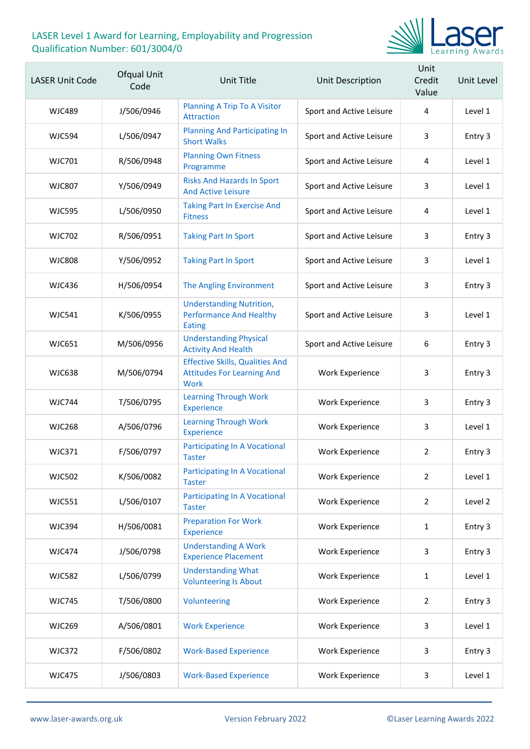LASER Level 1 Award for Learning, Employability and Progression
Qualification Number: 601/3004/0

| LASER Unit Code | Ofqual Unit Code | Unit Title | Unit Description | Unit Credit Value | Unit Level |
|---|---|---|---|---|---|
| WJC489 | J/506/0946 | Planning A Trip To A Visitor Attraction | Sport and Active Leisure | 4 | Level 1 |
| WJC594 | L/506/0947 | Planning And Participating In Short Walks | Sport and Active Leisure | 3 | Entry 3 |
| WJC701 | R/506/0948 | Planning Own Fitness Programme | Sport and Active Leisure | 4 | Level 1 |
| WJC807 | Y/506/0949 | Risks And Hazards In Sport And Active Leisure | Sport and Active Leisure | 3 | Level 1 |
| WJC595 | L/506/0950 | Taking Part In Exercise And Fitness | Sport and Active Leisure | 4 | Level 1 |
| WJC702 | R/506/0951 | Taking Part In Sport | Sport and Active Leisure | 3 | Entry 3 |
| WJC808 | Y/506/0952 | Taking Part In Sport | Sport and Active Leisure | 3 | Level 1 |
| WJC436 | H/506/0954 | The Angling Environment | Sport and Active Leisure | 3 | Entry 3 |
| WJC541 | K/506/0955 | Understanding Nutrition, Performance And Healthy Eating | Sport and Active Leisure | 3 | Level 1 |
| WJC651 | M/506/0956 | Understanding Physical Activity And Health | Sport and Active Leisure | 6 | Entry 3 |
| WJC638 | M/506/0794 | Effective Skills, Qualities And Attitudes For Learning And Work | Work Experience | 3 | Entry 3 |
| WJC744 | T/506/0795 | Learning Through Work Experience | Work Experience | 3 | Entry 3 |
| WJC268 | A/506/0796 | Learning Through Work Experience | Work Experience | 3 | Level 1 |
| WJC371 | F/506/0797 | Participating In A Vocational Taster | Work Experience | 2 | Entry 3 |
| WJC502 | K/506/0082 | Participating In A Vocational Taster | Work Experience | 2 | Level 1 |
| WJC551 | L/506/0107 | Participating In A Vocational Taster | Work Experience | 2 | Level 2 |
| WJC394 | H/506/0081 | Preparation For Work Experience | Work Experience | 1 | Entry 3 |
| WJC474 | J/506/0798 | Understanding A Work Experience Placement | Work Experience | 3 | Entry 3 |
| WJC582 | L/506/0799 | Understanding What Volunteering Is About | Work Experience | 1 | Level 1 |
| WJC745 | T/506/0800 | Volunteering | Work Experience | 2 | Entry 3 |
| WJC269 | A/506/0801 | Work Experience | Work Experience | 3 | Level 1 |
| WJC372 | F/506/0802 | Work-Based Experience | Work Experience | 3 | Entry 3 |
| WJC475 | J/506/0803 | Work-Based Experience | Work Experience | 3 | Level 1 |

www.laser-awards.org.uk — Version February 2022 — ©Laser Learning Awards 2022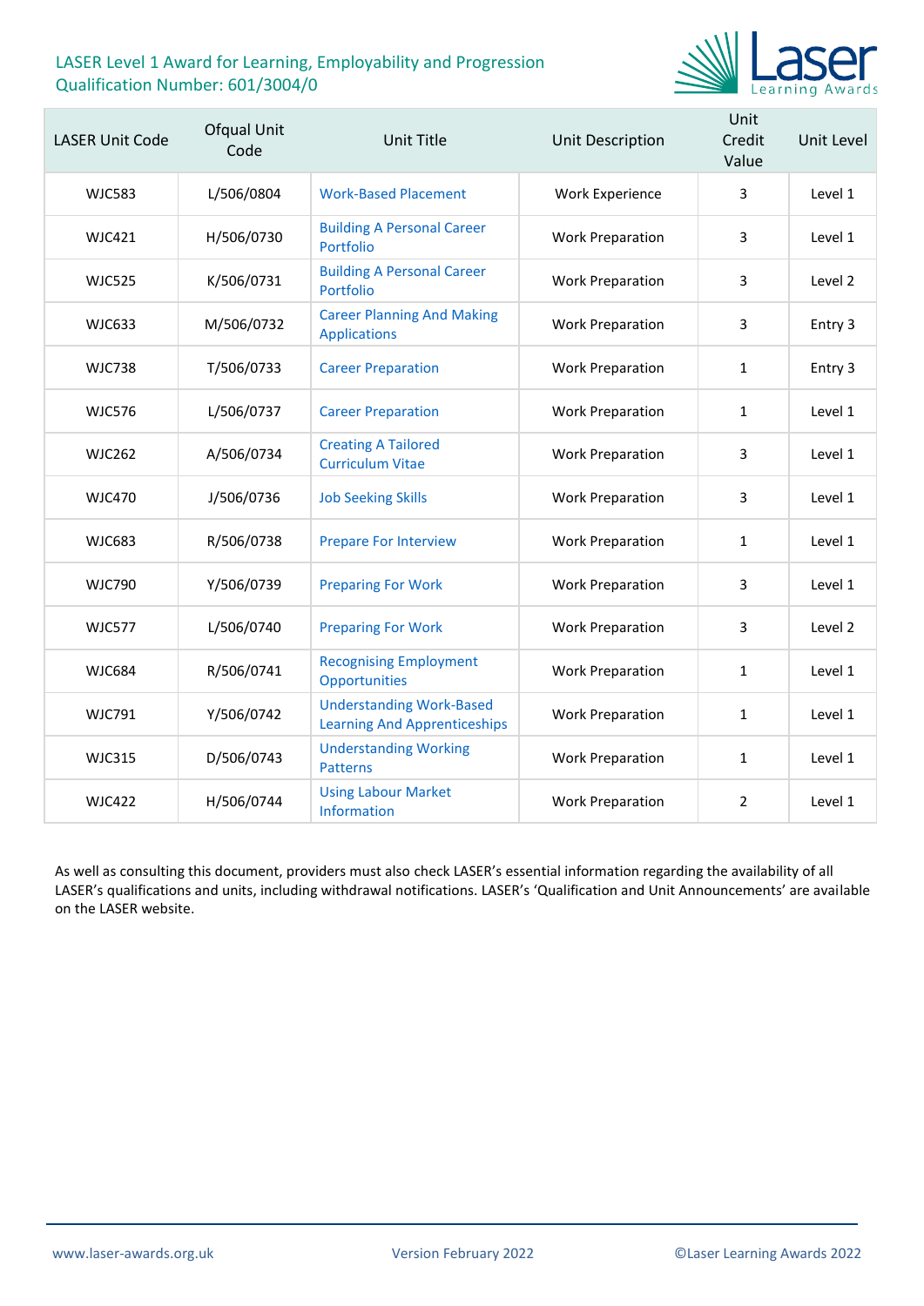LASER Level 1 Award for Learning, Employability and Progression
Qualification Number: 601/3004/0

| LASER Unit Code | Ofqual Unit Code | Unit Title | Unit Description | Unit Credit Value | Unit Level |
|---|---|---|---|---|---|
| WJC583 | L/506/0804 | Work-Based Placement | Work Experience | 3 | Level 1 |
| WJC421 | H/506/0730 | Building A Personal Career Portfolio | Work Preparation | 3 | Level 1 |
| WJC525 | K/506/0731 | Building A Personal Career Portfolio | Work Preparation | 3 | Level 2 |
| WJC633 | M/506/0732 | Career Planning And Making Applications | Work Preparation | 3 | Entry 3 |
| WJC738 | T/506/0733 | Career Preparation | Work Preparation | 1 | Entry 3 |
| WJC576 | L/506/0737 | Career Preparation | Work Preparation | 1 | Level 1 |
| WJC262 | A/506/0734 | Creating A Tailored Curriculum Vitae | Work Preparation | 3 | Level 1 |
| WJC470 | J/506/0736 | Job Seeking Skills | Work Preparation | 3 | Level 1 |
| WJC683 | R/506/0738 | Prepare For Interview | Work Preparation | 1 | Level 1 |
| WJC790 | Y/506/0739 | Preparing For Work | Work Preparation | 3 | Level 1 |
| WJC577 | L/506/0740 | Preparing For Work | Work Preparation | 3 | Level 2 |
| WJC684 | R/506/0741 | Recognising Employment Opportunities | Work Preparation | 1 | Level 1 |
| WJC791 | Y/506/0742 | Understanding Work-Based Learning And Apprenticeships | Work Preparation | 1 | Level 1 |
| WJC315 | D/506/0743 | Understanding Working Patterns | Work Preparation | 1 | Level 1 |
| WJC422 | H/506/0744 | Using Labour Market Information | Work Preparation | 2 | Level 1 |

As well as consulting this document, providers must also check LASER's essential information regarding the availability of all LASER's qualifications and units, including withdrawal notifications. LASER's 'Qualification and Unit Announcements' are available on the LASER website.